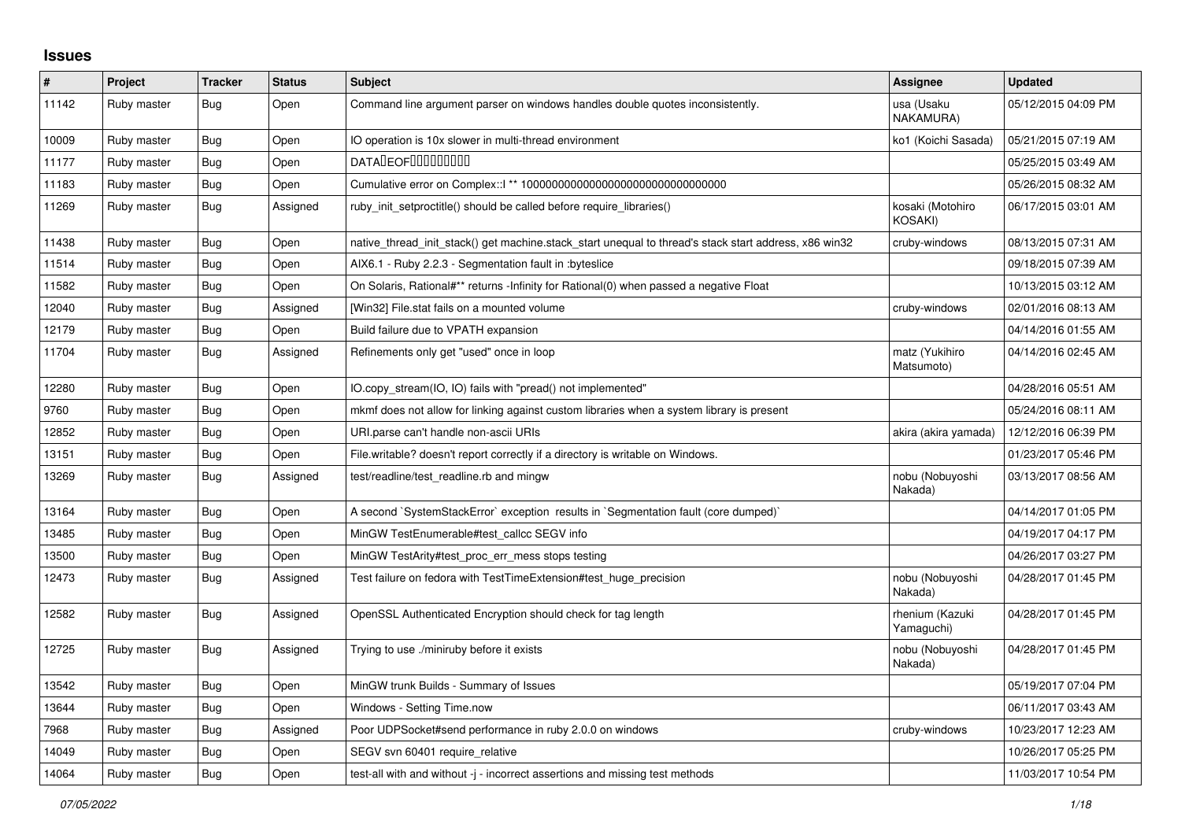# Issues

| # | Project | Tracker | Status | Subject | Assignee | Updated |
|---|---|---|---|---|---|---|
| 11142 | Ruby master | Bug | Open | Command line argument parser on windows handles double quotes inconsistently. | usa (Usaku NAKAMURA) | 05/12/2015 04:09 PM |
| 10009 | Ruby master | Bug | Open | IO operation is 10x slower in multi-thread environment | ko1 (Koichi Sasada) | 05/21/2015 07:19 AM |
| 11177 | Ruby master | Bug | Open | DATA�EOF��������� | | 05/25/2015 03:49 AM |
| 11183 | Ruby master | Bug | Open | Cumulative error on Complex::I ** 100000000000000000000000000000000 | | 05/26/2015 08:32 AM |
| 11269 | Ruby master | Bug | Assigned | ruby_init_setproctitle() should be called before require_libraries() | kosaki (Motohiro KOSAKI) | 06/17/2015 03:01 AM |
| 11438 | Ruby master | Bug | Open | native_thread_init_stack() get machine.stack_start unequal to thread's stack start address, x86 win32 | cruby-windows | 08/13/2015 07:31 AM |
| 11514 | Ruby master | Bug | Open | AIX6.1 - Ruby 2.2.3 - Segmentation fault in :byteslice | | 09/18/2015 07:39 AM |
| 11582 | Ruby master | Bug | Open | On Solaris, Rational#** returns -Infinity for Rational(0) when passed a negative Float | | 10/13/2015 03:12 AM |
| 12040 | Ruby master | Bug | Assigned | [Win32] File.stat fails on a mounted volume | cruby-windows | 02/01/2016 08:13 AM |
| 12179 | Ruby master | Bug | Open | Build failure due to VPATH expansion | | 04/14/2016 01:55 AM |
| 11704 | Ruby master | Bug | Assigned | Refinements only get "used" once in loop | matz (Yukihiro Matsumoto) | 04/14/2016 02:45 AM |
| 12280 | Ruby master | Bug | Open | IO.copy_stream(IO, IO) fails with "pread() not implemented" | | 04/28/2016 05:51 AM |
| 9760 | Ruby master | Bug | Open | mkmf does not allow for linking against custom libraries when a system library is present | | 05/24/2016 08:11 AM |
| 12852 | Ruby master | Bug | Open | URI.parse can't handle non-ascii URIs | akira (akira yamada) | 12/12/2016 06:39 PM |
| 13151 | Ruby master | Bug | Open | File.writable? doesn't report correctly if a directory is writable on Windows. | | 01/23/2017 05:46 PM |
| 13269 | Ruby master | Bug | Assigned | test/readline/test_readline.rb and mingw | nobu (Nobuyoshi Nakada) | 03/13/2017 08:56 AM |
| 13164 | Ruby master | Bug | Open | A second `SystemStackError` exception results in `Segmentation fault (core dumped)` | | 04/14/2017 01:05 PM |
| 13485 | Ruby master | Bug | Open | MinGW TestEnumerable#test_callcc SEGV info | | 04/19/2017 04:17 PM |
| 13500 | Ruby master | Bug | Open | MinGW TestArity#test_proc_err_mess stops testing | | 04/26/2017 03:27 PM |
| 12473 | Ruby master | Bug | Assigned | Test failure on fedora with TestTimeExtension#test_huge_precision | nobu (Nobuyoshi Nakada) | 04/28/2017 01:45 PM |
| 12582 | Ruby master | Bug | Assigned | OpenSSL Authenticated Encryption should check for tag length | rhenium (Kazuki Yamaguchi) | 04/28/2017 01:45 PM |
| 12725 | Ruby master | Bug | Assigned | Trying to use ./miniruby before it exists | nobu (Nobuyoshi Nakada) | 04/28/2017 01:45 PM |
| 13542 | Ruby master | Bug | Open | MinGW trunk Builds - Summary of Issues | | 05/19/2017 07:04 PM |
| 13644 | Ruby master | Bug | Open | Windows - Setting Time.now | | 06/11/2017 03:43 AM |
| 7968 | Ruby master | Bug | Assigned | Poor UDPSocket#send performance in ruby 2.0.0 on windows | cruby-windows | 10/23/2017 12:23 AM |
| 14049 | Ruby master | Bug | Open | SEGV svn 60401 require_relative | | 10/26/2017 05:25 PM |
| 14064 | Ruby master | Bug | Open | test-all with and without -j - incorrect assertions and missing test methods | | 11/03/2017 10:54 PM |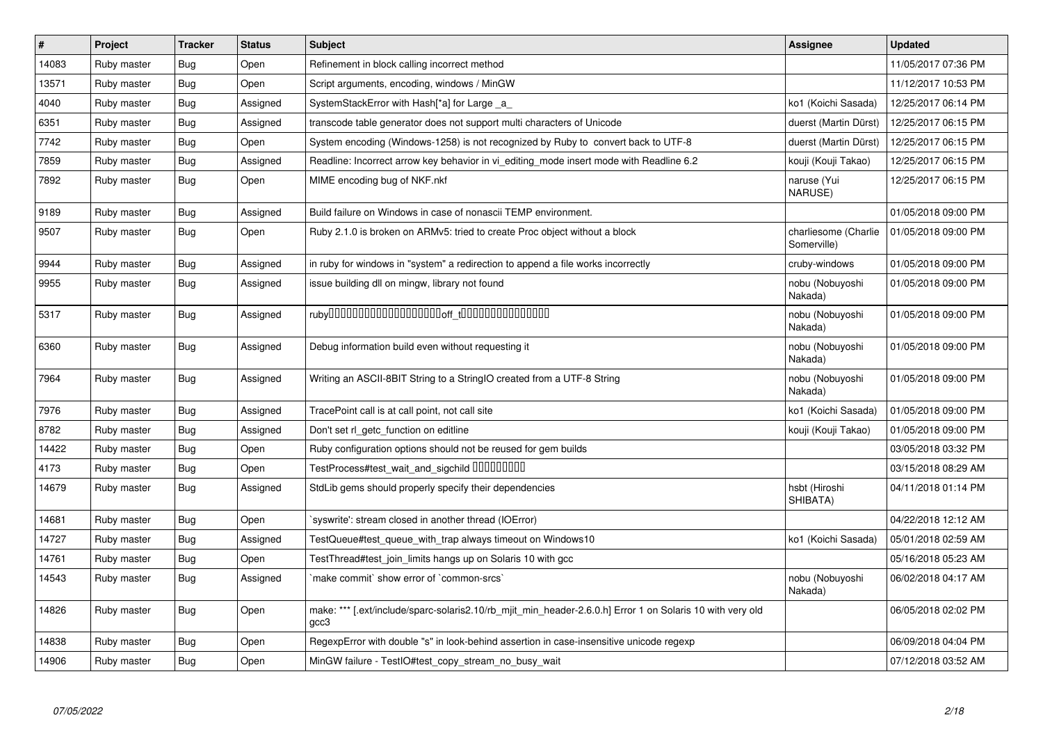| # | Project | Tracker | Status | Subject | Assignee | Updated |
|---|---|---|---|---|---|---|
| 14083 | Ruby master | Bug | Open | Refinement in block calling incorrect method | | 11/05/2017 07:36 PM |
| 13571 | Ruby master | Bug | Open | Script arguments, encoding, windows / MinGW | | 11/12/2017 10:53 PM |
| 4040 | Ruby master | Bug | Assigned | SystemStackError with Hash[*a] for Large _a_ | ko1 (Koichi Sasada) | 12/25/2017 06:14 PM |
| 6351 | Ruby master | Bug | Assigned | transcode table generator does not support multi characters of Unicode | duerst (Martin Dürst) | 12/25/2017 06:15 PM |
| 7742 | Ruby master | Bug | Open | System encoding (Windows-1258) is not recognized by Ruby to convert back to UTF-8 | duerst (Martin Dürst) | 12/25/2017 06:15 PM |
| 7859 | Ruby master | Bug | Assigned | Readline: Incorrect arrow key behavior in vi_editing_mode insert mode with Readline 6.2 | kouji (Kouji Takao) | 12/25/2017 06:15 PM |
| 7892 | Ruby master | Bug | Open | MIME encoding bug of NKF.nkf | naruse (Yui NARUSE) | 12/25/2017 06:15 PM |
| 9189 | Ruby master | Bug | Assigned | Build failure on Windows in case of nonascii TEMP environment. | | 01/05/2018 09:00 PM |
| 9507 | Ruby master | Bug | Open | Ruby 2.1.0 is broken on ARMv5: tried to create Proc object without a block | charliesome (Charlie Somerville) | 01/05/2018 09:00 PM |
| 9944 | Ruby master | Bug | Assigned | in ruby for windows in "system" a redirection to append a file works incorrectly | cruby-windows | 01/05/2018 09:00 PM |
| 9955 | Ruby master | Bug | Assigned | issue building dll on mingw, library not found | nobu (Nobuyoshi Nakada) | 01/05/2018 09:00 PM |
| 5317 | Ruby master | Bug | Assigned | ruby□□□□□□□□□□□□□□□□□□□□off_t□□□□□□□□□□□□□□□ | nobu (Nobuyoshi Nakada) | 01/05/2018 09:00 PM |
| 6360 | Ruby master | Bug | Assigned | Debug information build even without requesting it | nobu (Nobuyoshi Nakada) | 01/05/2018 09:00 PM |
| 7964 | Ruby master | Bug | Assigned | Writing an ASCII-8BIT String to a StringIO created from a UTF-8 String | nobu (Nobuyoshi Nakada) | 01/05/2018 09:00 PM |
| 7976 | Ruby master | Bug | Assigned | TracePoint call is at call point, not call site | ko1 (Koichi Sasada) | 01/05/2018 09:00 PM |
| 8782 | Ruby master | Bug | Assigned | Don't set rl_getc_function on editline | kouji (Kouji Takao) | 01/05/2018 09:00 PM |
| 14422 | Ruby master | Bug | Open | Ruby configuration options should not be reused for gem builds | | 03/05/2018 03:32 PM |
| 4173 | Ruby master | Bug | Open | TestProcess#test_wait_and_sigchild □□□□□□□□□ | | 03/15/2018 08:29 AM |
| 14679 | Ruby master | Bug | Assigned | StdLib gems should properly specify their dependencies | hsbt (Hiroshi SHIBATA) | 04/11/2018 01:14 PM |
| 14681 | Ruby master | Bug | Open | `syswrite': stream closed in another thread (IOError) | | 04/22/2018 12:12 AM |
| 14727 | Ruby master | Bug | Assigned | TestQueue#test_queue_with_trap always timeout on Windows10 | ko1 (Koichi Sasada) | 05/01/2018 02:59 AM |
| 14761 | Ruby master | Bug | Open | TestThread#test_join_limits hangs up on Solaris 10 with gcc | | 05/16/2018 05:23 AM |
| 14543 | Ruby master | Bug | Assigned | `make commit` show error of `common-srcs` | nobu (Nobuyoshi Nakada) | 06/02/2018 04:17 AM |
| 14826 | Ruby master | Bug | Open | make: *** [.ext/include/sparc-solaris2.10/rb_mjit_min_header-2.6.0.h] Error 1 on Solaris 10 with very old gcc3 | | 06/05/2018 02:02 PM |
| 14838 | Ruby master | Bug | Open | RegexpError with double "s" in look-behind assertion in case-insensitive unicode regexp | | 06/09/2018 04:04 PM |
| 14906 | Ruby master | Bug | Open | MinGW failure - TestIO#test_copy_stream_no_busy_wait | | 07/12/2018 03:52 AM |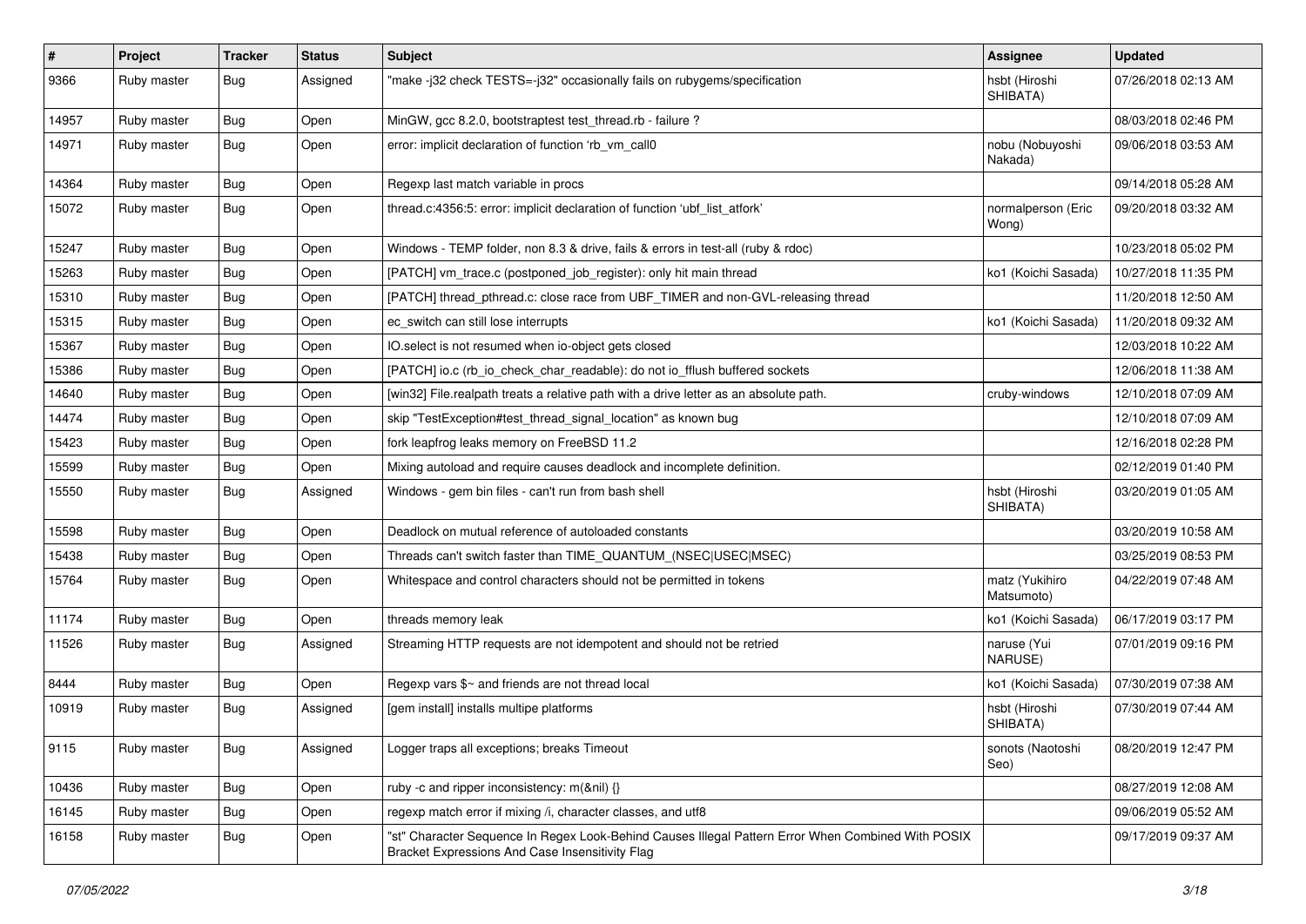| # | Project | Tracker | Status | Subject | Assignee | Updated |
|---|---|---|---|---|---|---|
| 9366 | Ruby master | Bug | Assigned | "make -j32 check TESTS=-j32" occasionally fails on rubygems/specification | hsbt (Hiroshi SHIBATA) | 07/26/2018 02:13 AM |
| 14957 | Ruby master | Bug | Open | MinGW, gcc 8.2.0, bootstraptest test_thread.rb - failure ? | | 08/03/2018 02:46 PM |
| 14971 | Ruby master | Bug | Open | error: implicit declaration of function 'rb_vm_call0 | nobu (Nobuyoshi Nakada) | 09/06/2018 03:53 AM |
| 14364 | Ruby master | Bug | Open | Regexp last match variable in procs | | 09/14/2018 05:28 AM |
| 15072 | Ruby master | Bug | Open | thread.c:4356:5: error: implicit declaration of function 'ubf_list_atfork' | normalperson (Eric Wong) | 09/20/2018 03:32 AM |
| 15247 | Ruby master | Bug | Open | Windows - TEMP folder, non 8.3 & drive, fails & errors in test-all (ruby & rdoc) | | 10/23/2018 05:02 PM |
| 15263 | Ruby master | Bug | Open | [PATCH] vm_trace.c (postponed_job_register): only hit main thread | ko1 (Koichi Sasada) | 10/27/2018 11:35 PM |
| 15310 | Ruby master | Bug | Open | [PATCH] thread_pthread.c: close race from UBF_TIMER and non-GVL-releasing thread | | 11/20/2018 12:50 AM |
| 15315 | Ruby master | Bug | Open | ec_switch can still lose interrupts | ko1 (Koichi Sasada) | 11/20/2018 09:32 AM |
| 15367 | Ruby master | Bug | Open | IO.select is not resumed when io-object gets closed | | 12/03/2018 10:22 AM |
| 15386 | Ruby master | Bug | Open | [PATCH] io.c (rb_io_check_char_readable): do not io_fflush buffered sockets | | 12/06/2018 11:38 AM |
| 14640 | Ruby master | Bug | Open | [win32] File.realpath treats a relative path with a drive letter as an absolute path. | cruby-windows | 12/10/2018 07:09 AM |
| 14474 | Ruby master | Bug | Open | skip "TestException#test_thread_signal_location" as known bug | | 12/10/2018 07:09 AM |
| 15423 | Ruby master | Bug | Open | fork leapfrog leaks memory on FreeBSD 11.2 | | 12/16/2018 02:28 PM |
| 15599 | Ruby master | Bug | Open | Mixing autoload and require causes deadlock and incomplete definition. | | 02/12/2019 01:40 PM |
| 15550 | Ruby master | Bug | Assigned | Windows - gem bin files - can't run from bash shell | hsbt (Hiroshi SHIBATA) | 03/20/2019 01:05 AM |
| 15598 | Ruby master | Bug | Open | Deadlock on mutual reference of autoloaded constants | | 03/20/2019 10:58 AM |
| 15438 | Ruby master | Bug | Open | Threads can't switch faster than TIME_QUANTUM_(NSEC\|USEC\|MSEC) | | 03/25/2019 08:53 PM |
| 15764 | Ruby master | Bug | Open | Whitespace and control characters should not be permitted in tokens | matz (Yukihiro Matsumoto) | 04/22/2019 07:48 AM |
| 11174 | Ruby master | Bug | Open | threads memory leak | ko1 (Koichi Sasada) | 06/17/2019 03:17 PM |
| 11526 | Ruby master | Bug | Assigned | Streaming HTTP requests are not idempotent and should not be retried | naruse (Yui NARUSE) | 07/01/2019 09:16 PM |
| 8444 | Ruby master | Bug | Open | Regexp vars $~ and friends are not thread local | ko1 (Koichi Sasada) | 07/30/2019 07:38 AM |
| 10919 | Ruby master | Bug | Assigned | [gem install] installs multipe platforms | hsbt (Hiroshi SHIBATA) | 07/30/2019 07:44 AM |
| 9115 | Ruby master | Bug | Assigned | Logger traps all exceptions; breaks Timeout | sonots (Naotoshi Seo) | 08/20/2019 12:47 PM |
| 10436 | Ruby master | Bug | Open | ruby -c and ripper inconsistency: m(&nil) {} | | 08/27/2019 12:08 AM |
| 16145 | Ruby master | Bug | Open | regexp match error if mixing /i, character classes, and utf8 | | 09/06/2019 05:52 AM |
| 16158 | Ruby master | Bug | Open | "st" Character Sequence In Regex Look-Behind Causes Illegal Pattern Error When Combined With POSIX Bracket Expressions And Case Insensitivity Flag | | 09/17/2019 09:37 AM |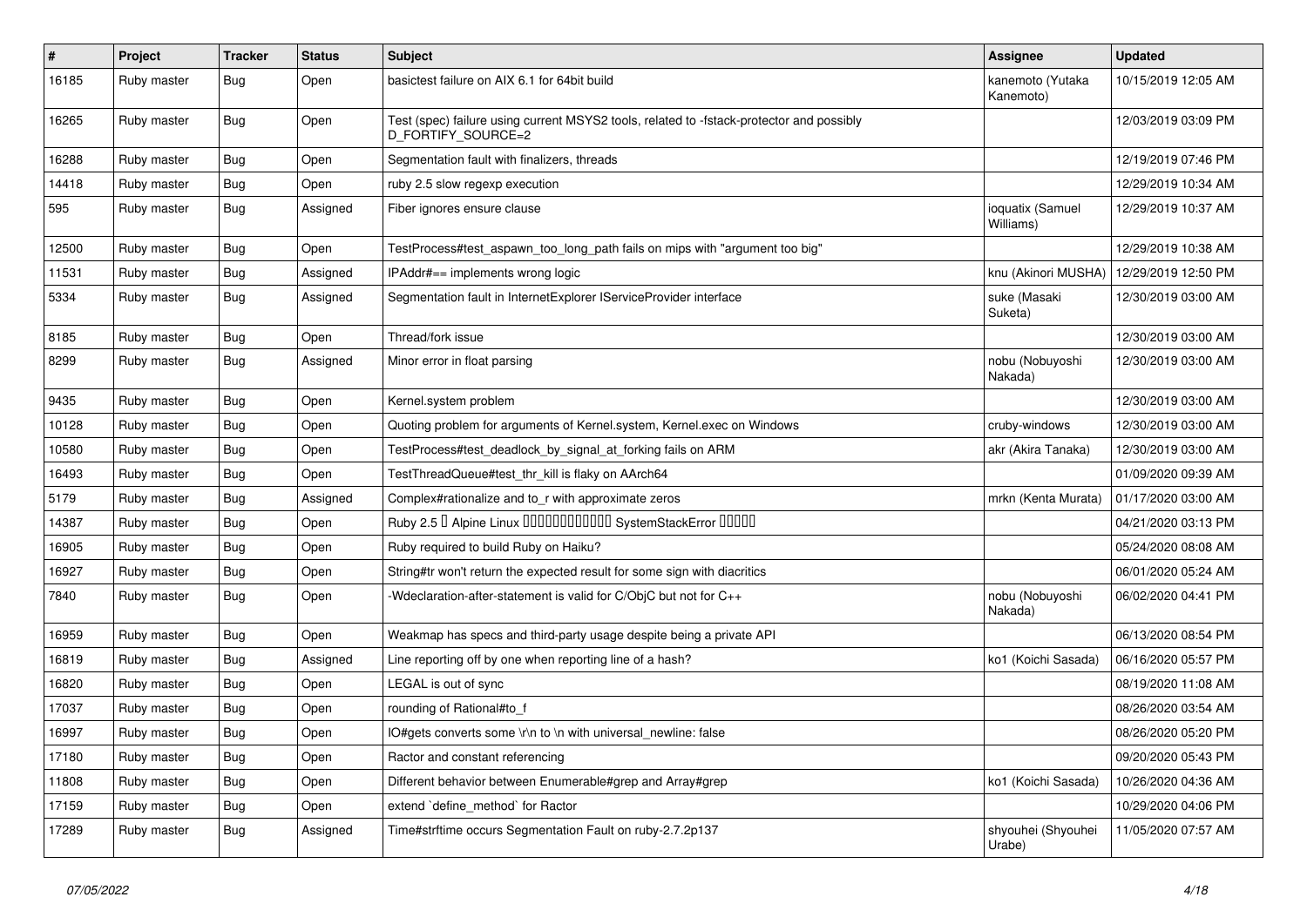| # | Project | Tracker | Status | Subject | Assignee | Updated |
|---|---|---|---|---|---|---|
| 16185 | Ruby master | Bug | Open | basictest failure on AIX 6.1 for 64bit build | kanemoto (Yutaka Kanemoto) | 10/15/2019 12:05 AM |
| 16265 | Ruby master | Bug | Open | Test (spec) failure using current MSYS2 tools, related to -fstack-protector and possibly D_FORTIFY_SOURCE=2 | | 12/03/2019 03:09 PM |
| 16288 | Ruby master | Bug | Open | Segmentation fault with finalizers, threads | | 12/19/2019 07:46 PM |
| 14418 | Ruby master | Bug | Open | ruby 2.5 slow regexp execution | | 12/29/2019 10:34 AM |
| 595 | Ruby master | Bug | Assigned | Fiber ignores ensure clause | ioquatix (Samuel Williams) | 12/29/2019 10:37 AM |
| 12500 | Ruby master | Bug | Open | TestProcess#test_aspawn_too_long_path fails on mips with "argument too big" | | 12/29/2019 10:38 AM |
| 11531 | Ruby master | Bug | Assigned | IPAddr#== implements wrong logic | knu (Akinori MUSHA) | 12/29/2019 12:50 PM |
| 5334 | Ruby master | Bug | Assigned | Segmentation fault in InternetExplorer IServiceProvider interface | suke (Masaki Suketa) | 12/30/2019 03:00 AM |
| 8185 | Ruby master | Bug | Open | Thread/fork issue | | 12/30/2019 03:00 AM |
| 8299 | Ruby master | Bug | Assigned | Minor error in float parsing | nobu (Nobuyoshi Nakada) | 12/30/2019 03:00 AM |
| 9435 | Ruby master | Bug | Open | Kernel.system problem | | 12/30/2019 03:00 AM |
| 10128 | Ruby master | Bug | Open | Quoting problem for arguments of Kernel.system, Kernel.exec on Windows | cruby-windows | 12/30/2019 03:00 AM |
| 10580 | Ruby master | Bug | Open | TestProcess#test_deadlock_by_signal_at_forking fails on ARM | akr (Akira Tanaka) | 12/30/2019 03:00 AM |
| 16493 | Ruby master | Bug | Open | TestThreadQueue#test_thr_kill is flaky on AArch64 | | 01/09/2020 09:39 AM |
| 5179 | Ruby master | Bug | Assigned | Complex#rationalize and to_r with approximate zeros | mrkn (Kenta Murata) | 01/17/2020 03:00 AM |
| 14387 | Ruby master | Bug | Open | Ruby 2.5 � Alpine Linux ������������ SystemStackError ����� | | 04/21/2020 03:13 PM |
| 16905 | Ruby master | Bug | Open | Ruby required to build Ruby on Haiku? | | 05/24/2020 08:08 AM |
| 16927 | Ruby master | Bug | Open | String#tr won't return the expected result for some sign with diacritics | | 06/01/2020 05:24 AM |
| 7840 | Ruby master | Bug | Open | -Wdeclaration-after-statement is valid for C/ObjC but not for C++ | nobu (Nobuyoshi Nakada) | 06/02/2020 04:41 PM |
| 16959 | Ruby master | Bug | Open | Weakmap has specs and third-party usage despite being a private API | | 06/13/2020 08:54 PM |
| 16819 | Ruby master | Bug | Assigned | Line reporting off by one when reporting line of a hash? | ko1 (Koichi Sasada) | 06/16/2020 05:57 PM |
| 16820 | Ruby master | Bug | Open | LEGAL is out of sync | | 08/19/2020 11:08 AM |
| 17037 | Ruby master | Bug | Open | rounding of Rational#to_f | | 08/26/2020 03:54 AM |
| 16997 | Ruby master | Bug | Open | IO#gets converts some \r\n to \n with universal_newline: false | | 08/26/2020 05:20 PM |
| 17180 | Ruby master | Bug | Open | Ractor and constant referencing | | 09/20/2020 05:43 PM |
| 11808 | Ruby master | Bug | Open | Different behavior between Enumerable#grep and Array#grep | ko1 (Koichi Sasada) | 10/26/2020 04:36 AM |
| 17159 | Ruby master | Bug | Open | extend `define_method` for Ractor | | 10/29/2020 04:06 PM |
| 17289 | Ruby master | Bug | Assigned | Time#strftime occurs Segmentation Fault on ruby-2.7.2p137 | shyouhei (Shyouhei Urabe) | 11/05/2020 07:57 AM |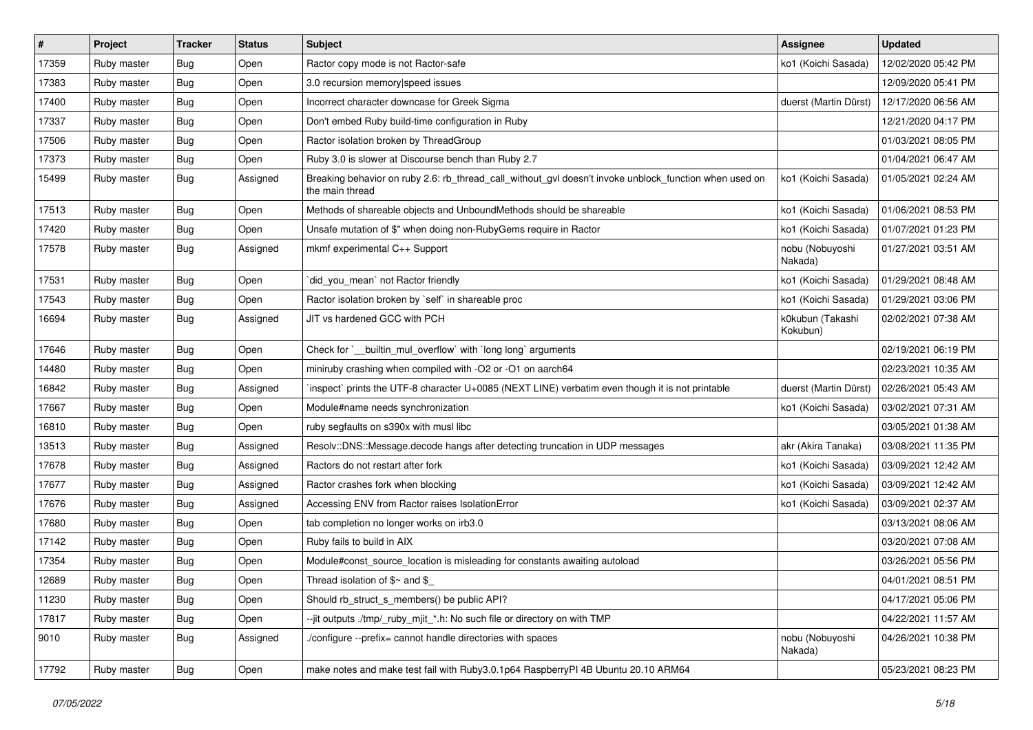| # | Project | Tracker | Status | Subject | Assignee | Updated |
|---|---|---|---|---|---|---|
| 17359 | Ruby master | Bug | Open | Ractor copy mode is not Ractor-safe | ko1 (Koichi Sasada) | 12/02/2020 05:42 PM |
| 17383 | Ruby master | Bug | Open | 3.0 recursion memory\|speed issues | | 12/09/2020 05:41 PM |
| 17400 | Ruby master | Bug | Open | Incorrect character downcase for Greek Sigma | duerst (Martin Dürst) | 12/17/2020 06:56 AM |
| 17337 | Ruby master | Bug | Open | Don't embed Ruby build-time configuration in Ruby | | 12/21/2020 04:17 PM |
| 17506 | Ruby master | Bug | Open | Ractor isolation broken by ThreadGroup | | 01/03/2021 08:05 PM |
| 17373 | Ruby master | Bug | Open | Ruby 3.0 is slower at Discourse bench than Ruby 2.7 | | 01/04/2021 06:47 AM |
| 15499 | Ruby master | Bug | Assigned | Breaking behavior on ruby 2.6: rb_thread_call_without_gvl doesn't invoke unblock_function when used on the main thread | ko1 (Koichi Sasada) | 01/05/2021 02:24 AM |
| 17513 | Ruby master | Bug | Open | Methods of shareable objects and UnboundMethods should be shareable | ko1 (Koichi Sasada) | 01/06/2021 08:53 PM |
| 17420 | Ruby master | Bug | Open | Unsafe mutation of $" when doing non-RubyGems require in Ractor | ko1 (Koichi Sasada) | 01/07/2021 01:23 PM |
| 17578 | Ruby master | Bug | Assigned | mkmf experimental C++ Support | nobu (Nobuyoshi Nakada) | 01/27/2021 03:51 AM |
| 17531 | Ruby master | Bug | Open | `did_you_mean` not Ractor friendly | ko1 (Koichi Sasada) | 01/29/2021 08:48 AM |
| 17543 | Ruby master | Bug | Open | Ractor isolation broken by `self` in shareable proc | ko1 (Koichi Sasada) | 01/29/2021 03:06 PM |
| 16694 | Ruby master | Bug | Assigned | JIT vs hardened GCC with PCH | k0kubun (Takashi Kokubun) | 02/02/2021 07:38 AM |
| 17646 | Ruby master | Bug | Open | Check for `__builtin_mul_overflow` with `long long` arguments | | 02/19/2021 06:19 PM |
| 14480 | Ruby master | Bug | Open | miniruby crashing when compiled with -O2 or -O1 on aarch64 | | 02/23/2021 10:35 AM |
| 16842 | Ruby master | Bug | Assigned | `inspect` prints the UTF-8 character U+0085 (NEXT LINE) verbatim even though it is not printable | duerst (Martin Dürst) | 02/26/2021 05:43 AM |
| 17667 | Ruby master | Bug | Open | Module#name needs synchronization | ko1 (Koichi Sasada) | 03/02/2021 07:31 AM |
| 16810 | Ruby master | Bug | Open | ruby segfaults on s390x with musl libc | | 03/05/2021 01:38 AM |
| 13513 | Ruby master | Bug | Assigned | Resolv::DNS::Message.decode hangs after detecting truncation in UDP messages | akr (Akira Tanaka) | 03/08/2021 11:35 PM |
| 17678 | Ruby master | Bug | Assigned | Ractors do not restart after fork | ko1 (Koichi Sasada) | 03/09/2021 12:42 AM |
| 17677 | Ruby master | Bug | Assigned | Ractor crashes fork when blocking | ko1 (Koichi Sasada) | 03/09/2021 12:42 AM |
| 17676 | Ruby master | Bug | Assigned | Accessing ENV from Ractor raises IsolationError | ko1 (Koichi Sasada) | 03/09/2021 02:37 AM |
| 17680 | Ruby master | Bug | Open | tab completion no longer works on irb3.0 | | 03/13/2021 08:06 AM |
| 17142 | Ruby master | Bug | Open | Ruby fails to build in AIX | | 03/20/2021 07:08 AM |
| 17354 | Ruby master | Bug | Open | Module#const_source_location is misleading for constants awaiting autoload | | 03/26/2021 05:56 PM |
| 12689 | Ruby master | Bug | Open | Thread isolation of $~ and $_ | | 04/01/2021 08:51 PM |
| 11230 | Ruby master | Bug | Open | Should rb_struct_s_members() be public API? | | 04/17/2021 05:06 PM |
| 17817 | Ruby master | Bug | Open | --jit outputs ./tmp/_ruby_mjit_*.h: No such file or directory on with TMP | | 04/22/2021 11:57 AM |
| 9010 | Ruby master | Bug | Assigned | ./configure --prefix= cannot handle directories with spaces | nobu (Nobuyoshi Nakada) | 04/26/2021 10:38 PM |
| 17792 | Ruby master | Bug | Open | make notes and make test fail with Ruby3.0.1p64 RaspberryPI 4B Ubuntu 20.10 ARM64 | | 05/23/2021 08:23 PM |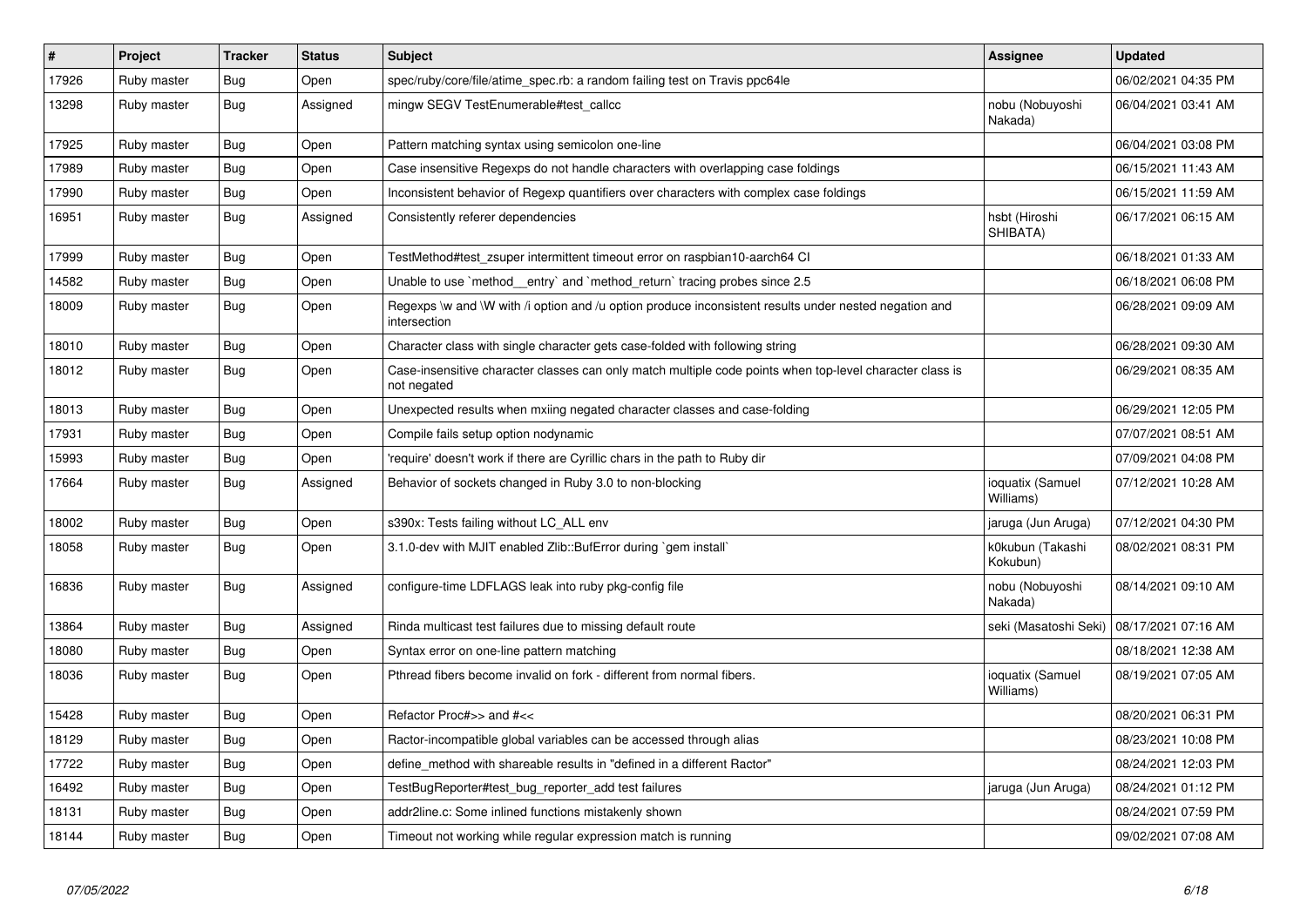| # | Project | Tracker | Status | Subject | Assignee | Updated |
|---|---|---|---|---|---|---|
| 17926 | Ruby master | Bug | Open | spec/ruby/core/file/atime_spec.rb: a random failing test on Travis ppc64le | | 06/02/2021 04:35 PM |
| 13298 | Ruby master | Bug | Assigned | mingw SEGV TestEnumerable#test_callcc | nobu (Nobuyoshi Nakada) | 06/04/2021 03:41 AM |
| 17925 | Ruby master | Bug | Open | Pattern matching syntax using semicolon one-line | | 06/04/2021 03:08 PM |
| 17989 | Ruby master | Bug | Open | Case insensitive Regexps do not handle characters with overlapping case foldings | | 06/15/2021 11:43 AM |
| 17990 | Ruby master | Bug | Open | Inconsistent behavior of Regexp quantifiers over characters with complex case foldings | | 06/15/2021 11:59 AM |
| 16951 | Ruby master | Bug | Assigned | Consistently referer dependencies | hsbt (Hiroshi SHIBATA) | 06/17/2021 06:15 AM |
| 17999 | Ruby master | Bug | Open | TestMethod#test_zsuper intermittent timeout error on raspbian10-aarch64 CI | | 06/18/2021 01:33 AM |
| 14582 | Ruby master | Bug | Open | Unable to use `method__entry` and `method_return` tracing probes since 2.5 | | 06/18/2021 06:08 PM |
| 18009 | Ruby master | Bug | Open | Regexps \w and \W with /i option and /u option produce inconsistent results under nested negation and intersection | | 06/28/2021 09:09 AM |
| 18010 | Ruby master | Bug | Open | Character class with single character gets case-folded with following string | | 06/28/2021 09:30 AM |
| 18012 | Ruby master | Bug | Open | Case-insensitive character classes can only match multiple code points when top-level character class is not negated | | 06/29/2021 08:35 AM |
| 18013 | Ruby master | Bug | Open | Unexpected results when mxiing negated character classes and case-folding | | 06/29/2021 12:05 PM |
| 17931 | Ruby master | Bug | Open | Compile fails setup option nodynamic | | 07/07/2021 08:51 AM |
| 15993 | Ruby master | Bug | Open | 'require' doesn't work if there are Cyrillic chars in the path to Ruby dir | | 07/09/2021 04:08 PM |
| 17664 | Ruby master | Bug | Assigned | Behavior of sockets changed in Ruby 3.0 to non-blocking | ioquatix (Samuel Williams) | 07/12/2021 10:28 AM |
| 18002 | Ruby master | Bug | Open | s390x: Tests failing without LC_ALL env | jaruga (Jun Aruga) | 07/12/2021 04:30 PM |
| 18058 | Ruby master | Bug | Open | 3.1.0-dev with MJIT enabled Zlib::BufError during `gem install` | k0kubun (Takashi Kokubun) | 08/02/2021 08:31 PM |
| 16836 | Ruby master | Bug | Assigned | configure-time LDFLAGS leak into ruby pkg-config file | nobu (Nobuyoshi Nakada) | 08/14/2021 09:10 AM |
| 13864 | Ruby master | Bug | Assigned | Rinda multicast test failures due to missing default route | seki (Masatoshi Seki) | 08/17/2021 07:16 AM |
| 18080 | Ruby master | Bug | Open | Syntax error on one-line pattern matching | | 08/18/2021 12:38 AM |
| 18036 | Ruby master | Bug | Open | Pthread fibers become invalid on fork - different from normal fibers. | ioquatix (Samuel Williams) | 08/19/2021 07:05 AM |
| 15428 | Ruby master | Bug | Open | Refactor Proc#>> and #<< | | 08/20/2021 06:31 PM |
| 18129 | Ruby master | Bug | Open | Ractor-incompatible global variables can be accessed through alias | | 08/23/2021 10:08 PM |
| 17722 | Ruby master | Bug | Open | define_method with shareable results in "defined in a different Ractor" | | 08/24/2021 12:03 PM |
| 16492 | Ruby master | Bug | Open | TestBugReporter#test_bug_reporter_add test failures | jaruga (Jun Aruga) | 08/24/2021 01:12 PM |
| 18131 | Ruby master | Bug | Open | addr2line.c: Some inlined functions mistakenly shown | | 08/24/2021 07:59 PM |
| 18144 | Ruby master | Bug | Open | Timeout not working while regular expression match is running | | 09/02/2021 07:08 AM |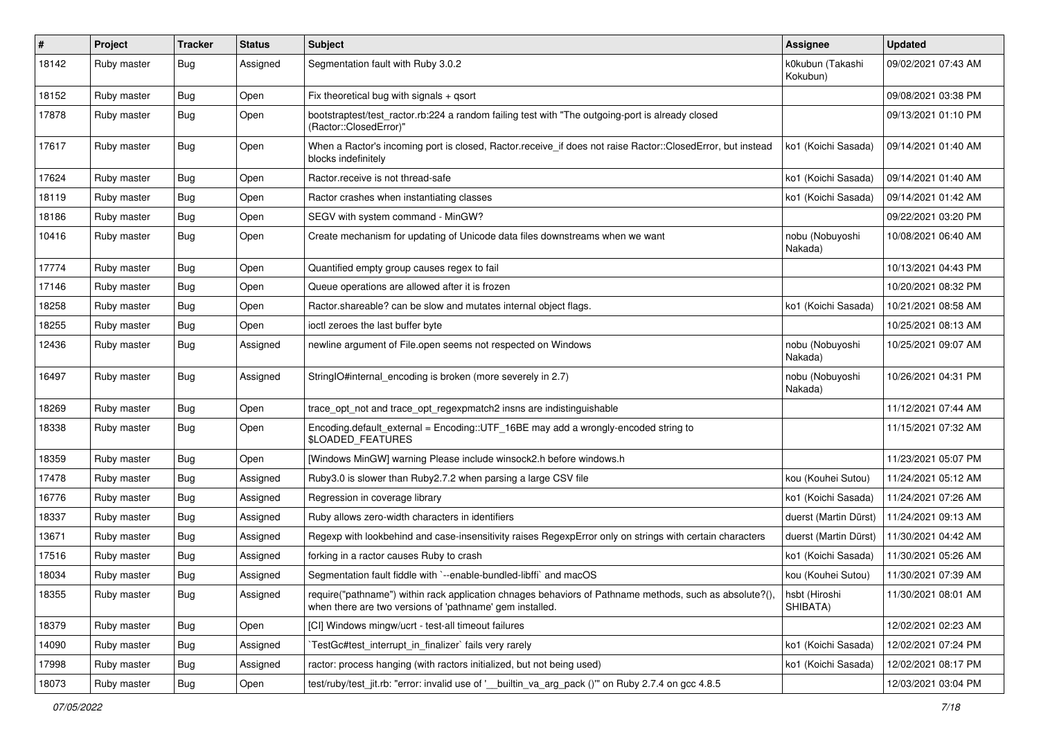| # | Project | Tracker | Status | Subject | Assignee | Updated |
|---|---|---|---|---|---|---|
| 18142 | Ruby master | Bug | Assigned | Segmentation fault with Ruby 3.0.2 | k0kubun (Takashi Kokubun) | 09/02/2021 07:43 AM |
| 18152 | Ruby master | Bug | Open | Fix theoretical bug with signals + qsort | | 09/08/2021 03:38 PM |
| 17878 | Ruby master | Bug | Open | bootstraptest/test_ractor.rb:224 a random failing test with "The outgoing-port is already closed (Ractor::ClosedError)" | | 09/13/2021 01:10 PM |
| 17617 | Ruby master | Bug | Open | When a Ractor's incoming port is closed, Ractor.receive_if does not raise Ractor::ClosedError, but instead blocks indefinitely | ko1 (Koichi Sasada) | 09/14/2021 01:40 AM |
| 17624 | Ruby master | Bug | Open | Ractor.receive is not thread-safe | ko1 (Koichi Sasada) | 09/14/2021 01:40 AM |
| 18119 | Ruby master | Bug | Open | Ractor crashes when instantiating classes | ko1 (Koichi Sasada) | 09/14/2021 01:42 AM |
| 18186 | Ruby master | Bug | Open | SEGV with system command - MinGW? | | 09/22/2021 03:20 PM |
| 10416 | Ruby master | Bug | Open | Create mechanism for updating of Unicode data files downstreams when we want | nobu (Nobuyoshi Nakada) | 10/08/2021 06:40 AM |
| 17774 | Ruby master | Bug | Open | Quantified empty group causes regex to fail | | 10/13/2021 04:43 PM |
| 17146 | Ruby master | Bug | Open | Queue operations are allowed after it is frozen | | 10/20/2021 08:32 PM |
| 18258 | Ruby master | Bug | Open | Ractor.shareable? can be slow and mutates internal object flags. | ko1 (Koichi Sasada) | 10/21/2021 08:58 AM |
| 18255 | Ruby master | Bug | Open | ioctl zeroes the last buffer byte | | 10/25/2021 08:13 AM |
| 12436 | Ruby master | Bug | Assigned | newline argument of File.open seems not respected on Windows | nobu (Nobuyoshi Nakada) | 10/25/2021 09:07 AM |
| 16497 | Ruby master | Bug | Assigned | StringIO#internal_encoding is broken (more severely in 2.7) | nobu (Nobuyoshi Nakada) | 10/26/2021 04:31 PM |
| 18269 | Ruby master | Bug | Open | trace_opt_not and trace_opt_regexpmatch2 insns are indistinguishable | | 11/12/2021 07:44 AM |
| 18338 | Ruby master | Bug | Open | Encoding.default_external = Encoding::UTF_16BE may add a wrongly-encoded string to $LOADED_FEATURES | | 11/15/2021 07:32 AM |
| 18359 | Ruby master | Bug | Open | [Windows MinGW] warning Please include winsock2.h before windows.h | | 11/23/2021 05:07 PM |
| 17478 | Ruby master | Bug | Assigned | Ruby3.0 is slower than Ruby2.7.2 when parsing a large CSV file | kou (Kouhei Sutou) | 11/24/2021 05:12 AM |
| 16776 | Ruby master | Bug | Assigned | Regression in coverage library | ko1 (Koichi Sasada) | 11/24/2021 07:26 AM |
| 18337 | Ruby master | Bug | Assigned | Ruby allows zero-width characters in identifiers | duerst (Martin Dürst) | 11/24/2021 09:13 AM |
| 13671 | Ruby master | Bug | Assigned | Regexp with lookbehind and case-insensitivity raises RegexpError only on strings with certain characters | duerst (Martin Dürst) | 11/30/2021 04:42 AM |
| 17516 | Ruby master | Bug | Assigned | forking in a ractor causes Ruby to crash | ko1 (Koichi Sasada) | 11/30/2021 05:26 AM |
| 18034 | Ruby master | Bug | Assigned | Segmentation fault fiddle with `--enable-bundled-libffi` and macOS | kou (Kouhei Sutou) | 11/30/2021 07:39 AM |
| 18355 | Ruby master | Bug | Assigned | require("pathname") within rack application chnages behaviors of Pathname methods, such as absolute?(), when there are two versions of 'pathname' gem installed. | hsbt (Hiroshi SHIBATA) | 11/30/2021 08:01 AM |
| 18379 | Ruby master | Bug | Open | [CI] Windows mingw/ucrt - test-all timeout failures | | 12/02/2021 02:23 AM |
| 14090 | Ruby master | Bug | Assigned | `TestGc#test_interrupt_in_finalizer` fails very rarely | ko1 (Koichi Sasada) | 12/02/2021 07:24 PM |
| 17998 | Ruby master | Bug | Assigned | ractor: process hanging (with ractors initialized, but not being used) | ko1 (Koichi Sasada) | 12/02/2021 08:17 PM |
| 18073 | Ruby master | Bug | Open | test/ruby/test_jit.rb: "error: invalid use of '__builtin_va_arg_pack ()'" on Ruby 2.7.4 on gcc 4.8.5 | | 12/03/2021 03:04 PM |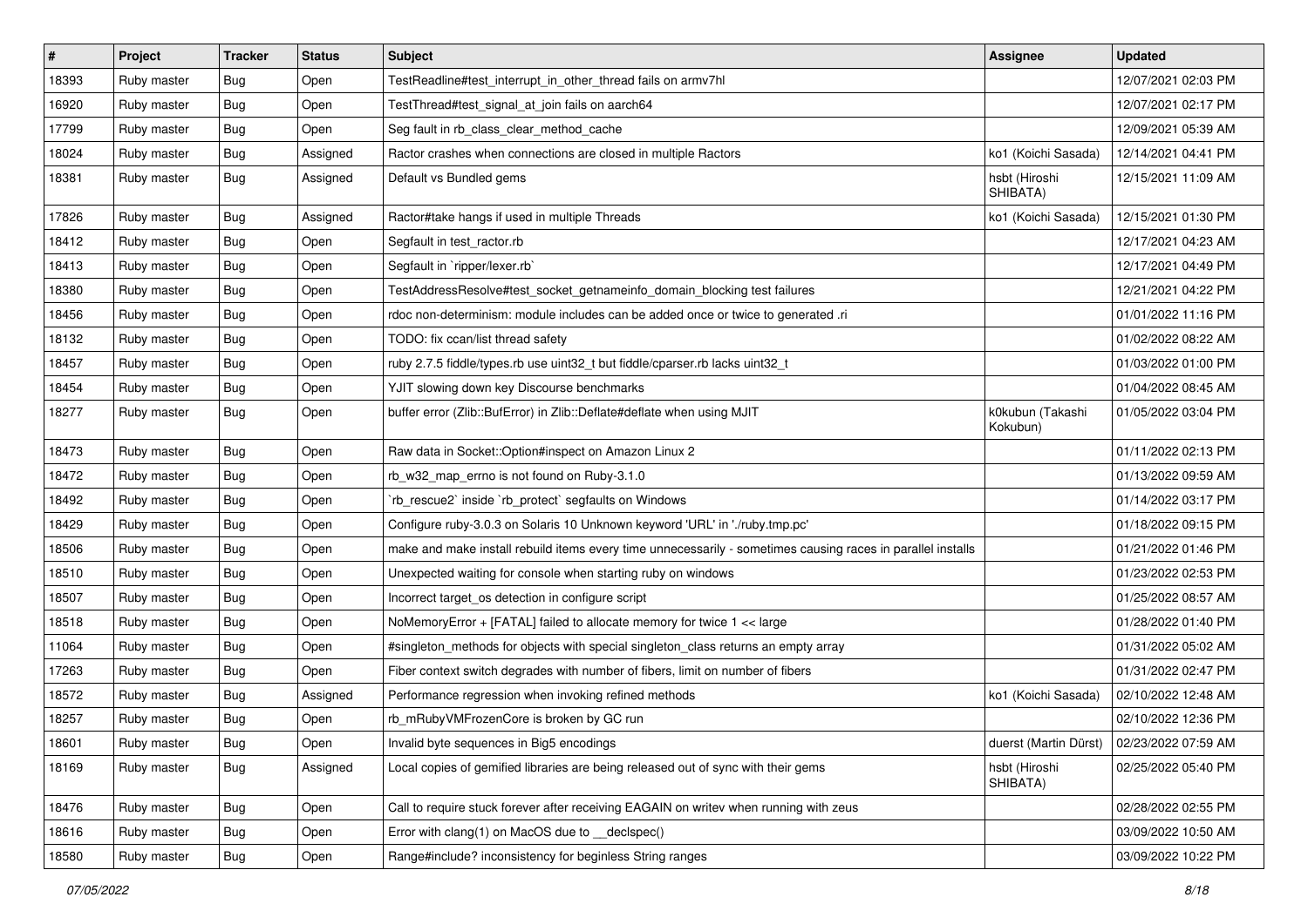| # | Project | Tracker | Status | Subject | Assignee | Updated |
|---|---|---|---|---|---|---|
| 18393 | Ruby master | Bug | Open | TestReadline#test_interrupt_in_other_thread fails on armv7hl | | 12/07/2021 02:03 PM |
| 16920 | Ruby master | Bug | Open | TestThread#test_signal_at_join fails on aarch64 | | 12/07/2021 02:17 PM |
| 17799 | Ruby master | Bug | Open | Seg fault in rb_class_clear_method_cache | | 12/09/2021 05:39 AM |
| 18024 | Ruby master | Bug | Assigned | Ractor crashes when connections are closed in multiple Ractors | ko1 (Koichi Sasada) | 12/14/2021 04:41 PM |
| 18381 | Ruby master | Bug | Assigned | Default vs Bundled gems | hsbt (Hiroshi SHIBATA) | 12/15/2021 11:09 AM |
| 17826 | Ruby master | Bug | Assigned | Ractor#take hangs if used in multiple Threads | ko1 (Koichi Sasada) | 12/15/2021 01:30 PM |
| 18412 | Ruby master | Bug | Open | Segfault in test_ractor.rb | | 12/17/2021 04:23 AM |
| 18413 | Ruby master | Bug | Open | Segfault in `ripper/lexer.rb` | | 12/17/2021 04:49 PM |
| 18380 | Ruby master | Bug | Open | TestAddressResolve#test_socket_getnameinfo_domain_blocking test failures | | 12/21/2021 04:22 PM |
| 18456 | Ruby master | Bug | Open | rdoc non-determinism: module includes can be added once or twice to generated .ri | | 01/01/2022 11:16 PM |
| 18132 | Ruby master | Bug | Open | TODO: fix ccan/list thread safety | | 01/02/2022 08:22 AM |
| 18457 | Ruby master | Bug | Open | ruby 2.7.5 fiddle/types.rb use uint32_t but fiddle/cparser.rb lacks uint32_t | | 01/03/2022 01:00 PM |
| 18454 | Ruby master | Bug | Open | YJIT slowing down key Discourse benchmarks | | 01/04/2022 08:45 AM |
| 18277 | Ruby master | Bug | Open | buffer error (Zlib::BufError) in Zlib::Deflate#deflate when using MJIT | k0kubun (Takashi Kokubun) | 01/05/2022 03:04 PM |
| 18473 | Ruby master | Bug | Open | Raw data in Socket::Option#inspect on Amazon Linux 2 | | 01/11/2022 02:13 PM |
| 18472 | Ruby master | Bug | Open | rb_w32_map_errno is not found on Ruby-3.1.0 | | 01/13/2022 09:59 AM |
| 18492 | Ruby master | Bug | Open | `rb_rescue2` inside `rb_protect` segfaults on Windows | | 01/14/2022 03:17 PM |
| 18429 | Ruby master | Bug | Open | Configure ruby-3.0.3 on Solaris 10 Unknown keyword 'URL' in './ruby.tmp.pc' | | 01/18/2022 09:15 PM |
| 18506 | Ruby master | Bug | Open | make and make install rebuild items every time unnecessarily - sometimes causing races in parallel installs | | 01/21/2022 01:46 PM |
| 18510 | Ruby master | Bug | Open | Unexpected waiting for console when starting ruby on windows | | 01/23/2022 02:53 PM |
| 18507 | Ruby master | Bug | Open | Incorrect target_os detection in configure script | | 01/25/2022 08:57 AM |
| 18518 | Ruby master | Bug | Open | NoMemoryError + [FATAL] failed to allocate memory for twice 1 << large | | 01/28/2022 01:40 PM |
| 11064 | Ruby master | Bug | Open | #singleton_methods for objects with special singleton_class returns an empty array | | 01/31/2022 05:02 AM |
| 17263 | Ruby master | Bug | Open | Fiber context switch degrades with number of fibers, limit on number of fibers | | 01/31/2022 02:47 PM |
| 18572 | Ruby master | Bug | Assigned | Performance regression when invoking refined methods | ko1 (Koichi Sasada) | 02/10/2022 12:48 AM |
| 18257 | Ruby master | Bug | Open | rb_mRubyVMFrozenCore is broken by GC run | | 02/10/2022 12:36 PM |
| 18601 | Ruby master | Bug | Open | Invalid byte sequences in Big5 encodings | duerst (Martin Dürst) | 02/23/2022 07:59 AM |
| 18169 | Ruby master | Bug | Assigned | Local copies of gemified libraries are being released out of sync with their gems | hsbt (Hiroshi SHIBATA) | 02/25/2022 05:40 PM |
| 18476 | Ruby master | Bug | Open | Call to require stuck forever after receiving EAGAIN on writev when running with zeus | | 02/28/2022 02:55 PM |
| 18616 | Ruby master | Bug | Open | Error with clang(1) on MacOS due to __declspec() | | 03/09/2022 10:50 AM |
| 18580 | Ruby master | Bug | Open | Range#include? inconsistency for beginless String ranges | | 03/09/2022 10:22 PM |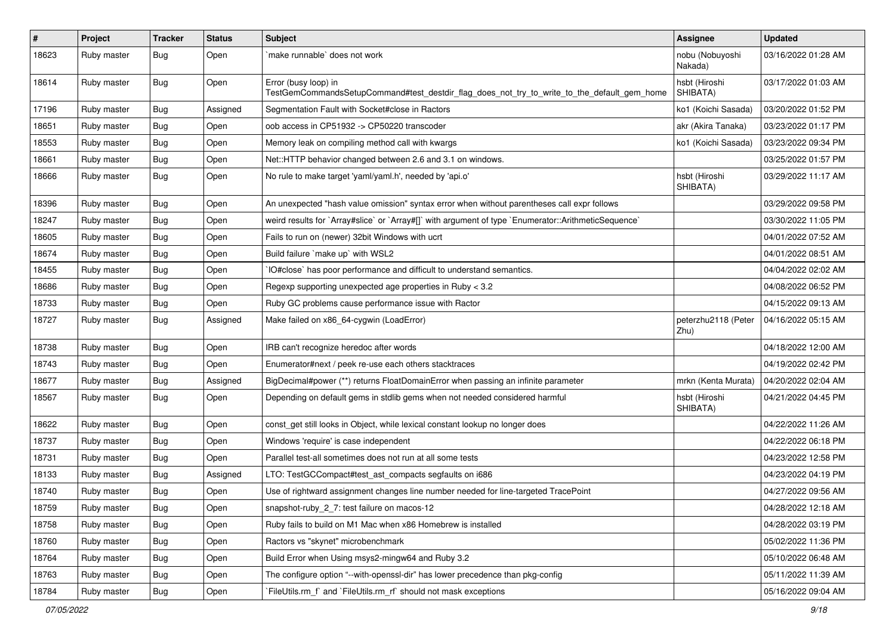| # | Project | Tracker | Status | Subject | Assignee | Updated |
|---|---|---|---|---|---|---|
| 18623 | Ruby master | Bug | Open | `make runnable` does not work | nobu (Nobuyoshi Nakada) | 03/16/2022 01:28 AM |
| 18614 | Ruby master | Bug | Open | Error (busy loop) in TestGemCommandsSetupCommand#test_destdir_flag_does_not_try_to_write_to_the_default_gem_home | hsbt (Hiroshi SHIBATA) | 03/17/2022 01:03 AM |
| 17196 | Ruby master | Bug | Assigned | Segmentation Fault with Socket#close in Ractors | ko1 (Koichi Sasada) | 03/20/2022 01:52 PM |
| 18651 | Ruby master | Bug | Open | oob access in CP51932 -> CP50220 transcoder | akr (Akira Tanaka) | 03/23/2022 01:17 PM |
| 18553 | Ruby master | Bug | Open | Memory leak on compiling method call with kwargs | ko1 (Koichi Sasada) | 03/23/2022 09:34 PM |
| 18661 | Ruby master | Bug | Open | Net::HTTP behavior changed between 2.6 and 3.1 on windows. | | 03/25/2022 01:57 PM |
| 18666 | Ruby master | Bug | Open | No rule to make target 'yaml/yaml.h', needed by 'api.o' | hsbt (Hiroshi SHIBATA) | 03/29/2022 11:17 AM |
| 18396 | Ruby master | Bug | Open | An unexpected "hash value omission" syntax error when without parentheses call expr follows | | 03/29/2022 09:58 PM |
| 18247 | Ruby master | Bug | Open | weird results for `Array#slice` or `Array#[]` with argument of type `Enumerator::ArithmeticSequence` | | 03/30/2022 11:05 PM |
| 18605 | Ruby master | Bug | Open | Fails to run on (newer) 32bit Windows with ucrt | | 04/01/2022 07:52 AM |
| 18674 | Ruby master | Bug | Open | Build failure `make up` with WSL2 | | 04/01/2022 08:51 AM |
| 18455 | Ruby master | Bug | Open | `IO#close` has poor performance and difficult to understand semantics. | | 04/04/2022 02:02 AM |
| 18686 | Ruby master | Bug | Open | Regexp supporting unexpected age properties in Ruby < 3.2 | | 04/08/2022 06:52 PM |
| 18733 | Ruby master | Bug | Open | Ruby GC problems cause performance issue with Ractor | | 04/15/2022 09:13 AM |
| 18727 | Ruby master | Bug | Assigned | Make failed on x86_64-cygwin (LoadError) | peterzhu2118 (Peter Zhu) | 04/16/2022 05:15 AM |
| 18738 | Ruby master | Bug | Open | IRB can't recognize heredoc after words | | 04/18/2022 12:00 AM |
| 18743 | Ruby master | Bug | Open | Enumerator#next / peek re-use each others stacktraces | | 04/19/2022 02:42 PM |
| 18677 | Ruby master | Bug | Assigned | BigDecimal#power (**) returns FloatDomainError when passing an infinite parameter | mrkn (Kenta Murata) | 04/20/2022 02:04 AM |
| 18567 | Ruby master | Bug | Open | Depending on default gems in stdlib gems when not needed considered harmful | hsbt (Hiroshi SHIBATA) | 04/21/2022 04:45 PM |
| 18622 | Ruby master | Bug | Open | const_get still looks in Object, while lexical constant lookup no longer does | | 04/22/2022 11:26 AM |
| 18737 | Ruby master | Bug | Open | Windows 'require' is case independent | | 04/22/2022 06:18 PM |
| 18731 | Ruby master | Bug | Open | Parallel test-all sometimes does not run at all some tests | | 04/23/2022 12:58 PM |
| 18133 | Ruby master | Bug | Assigned | LTO: TestGCCompact#test_ast_compacts segfaults on i686 | | 04/23/2022 04:19 PM |
| 18740 | Ruby master | Bug | Open | Use of rightward assignment changes line number needed for line-targeted TracePoint | | 04/27/2022 09:56 AM |
| 18759 | Ruby master | Bug | Open | snapshot-ruby_2_7: test failure on macos-12 | | 04/28/2022 12:18 AM |
| 18758 | Ruby master | Bug | Open | Ruby fails to build on M1 Mac when x86 Homebrew is installed | | 04/28/2022 03:19 PM |
| 18760 | Ruby master | Bug | Open | Ractors vs "skynet" microbenchmark | | 05/02/2022 11:36 PM |
| 18764 | Ruby master | Bug | Open | Build Error when Using msys2-mingw64 and Ruby 3.2 | | 05/10/2022 06:48 AM |
| 18763 | Ruby master | Bug | Open | The configure option "--with-openssl-dir" has lower precedence than pkg-config | | 05/11/2022 11:39 AM |
| 18784 | Ruby master | Bug | Open | `FileUtils.rm_f` and `FileUtils.rm_rf` should not mask exceptions | | 05/16/2022 09:04 AM |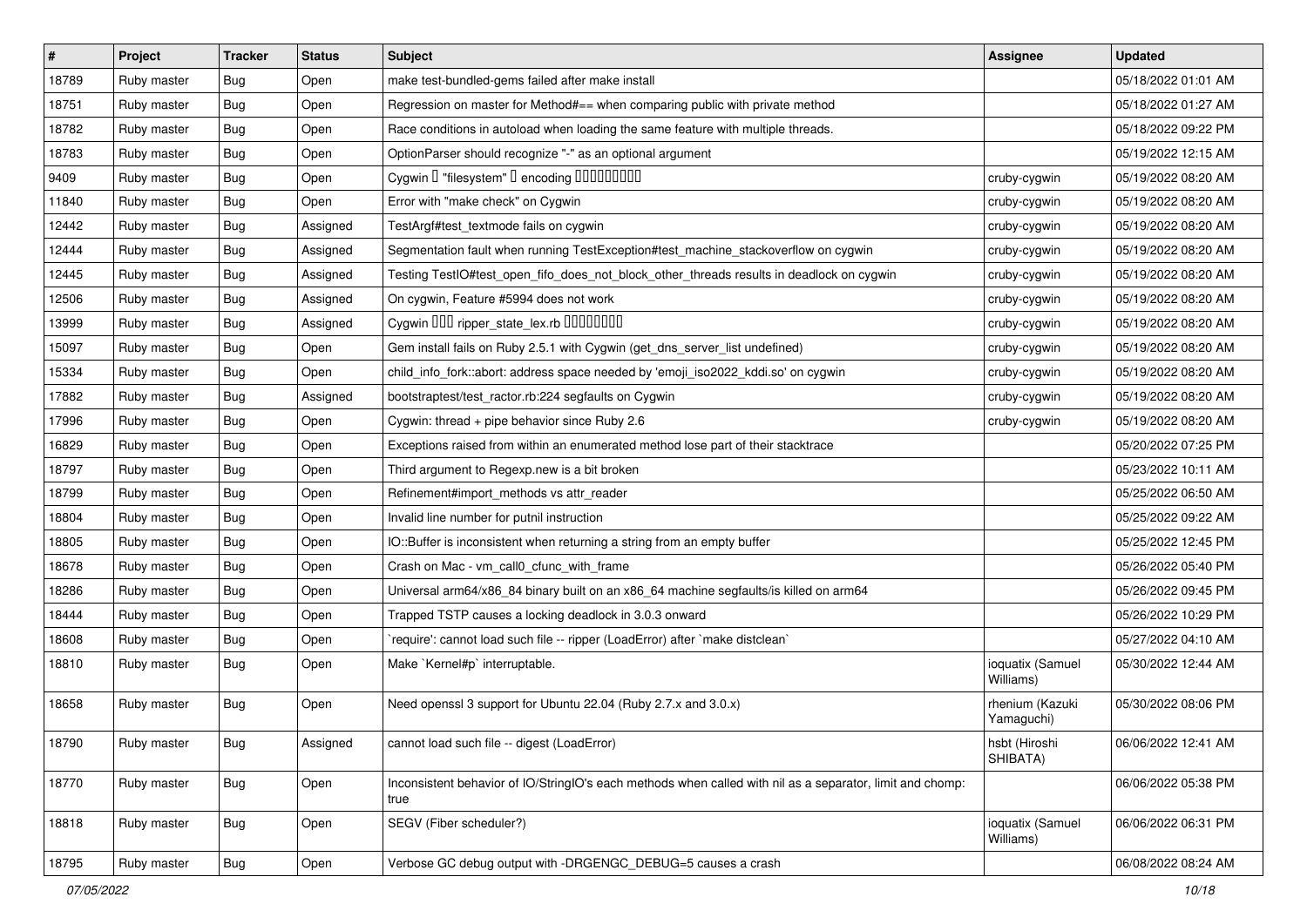| # | Project | Tracker | Status | Subject | Assignee | Updated |
|---|---|---|---|---|---|---|
| 18789 | Ruby master | Bug | Open | make test-bundled-gems failed after make install | | 05/18/2022 01:01 AM |
| 18751 | Ruby master | Bug | Open | Regression on master for Method#== when comparing public with private method | | 05/18/2022 01:27 AM |
| 18782 | Ruby master | Bug | Open | Race conditions in autoload when loading the same feature with multiple threads. | | 05/18/2022 09:22 PM |
| 18783 | Ruby master | Bug | Open | OptionParser should recognize "-" as an optional argument | | 05/19/2022 12:15 AM |
| 9409 | Ruby master | Bug | Open | Cygwin � "filesystem" � encoding ��������� | cruby-cygwin | 05/19/2022 08:20 AM |
| 11840 | Ruby master | Bug | Open | Error with "make check" on Cygwin | cruby-cygwin | 05/19/2022 08:20 AM |
| 12442 | Ruby master | Bug | Assigned | TestArgf#test_textmode fails on cygwin | cruby-cygwin | 05/19/2022 08:20 AM |
| 12444 | Ruby master | Bug | Assigned | Segmentation fault when running TestException#test_machine_stackoverflow on cygwin | cruby-cygwin | 05/19/2022 08:20 AM |
| 12445 | Ruby master | Bug | Assigned | Testing TestIO#test_open_fifo_does_not_block_other_threads results in deadlock on cygwin | cruby-cygwin | 05/19/2022 08:20 AM |
| 12506 | Ruby master | Bug | Assigned | On cygwin, Feature #5994 does not work | cruby-cygwin | 05/19/2022 08:20 AM |
| 13999 | Ruby master | Bug | Assigned | Cygwin ��� ripper_state_lex.rb �������� | cruby-cygwin | 05/19/2022 08:20 AM |
| 15097 | Ruby master | Bug | Open | Gem install fails on Ruby 2.5.1 with Cygwin (get_dns_server_list undefined) | cruby-cygwin | 05/19/2022 08:20 AM |
| 15334 | Ruby master | Bug | Open | child_info_fork::abort: address space needed by 'emoji_iso2022_kddi.so' on cygwin | cruby-cygwin | 05/19/2022 08:20 AM |
| 17882 | Ruby master | Bug | Assigned | bootstraptest/test_ractor.rb:224 segfaults on Cygwin | cruby-cygwin | 05/19/2022 08:20 AM |
| 17996 | Ruby master | Bug | Open | Cygwin: thread + pipe behavior since Ruby 2.6 | cruby-cygwin | 05/19/2022 08:20 AM |
| 16829 | Ruby master | Bug | Open | Exceptions raised from within an enumerated method lose part of their stacktrace | | 05/20/2022 07:25 PM |
| 18797 | Ruby master | Bug | Open | Third argument to Regexp.new is a bit broken | | 05/23/2022 10:11 AM |
| 18799 | Ruby master | Bug | Open | Refinement#import_methods vs attr_reader | | 05/25/2022 06:50 AM |
| 18804 | Ruby master | Bug | Open | Invalid line number for putnil instruction | | 05/25/2022 09:22 AM |
| 18805 | Ruby master | Bug | Open | IO::Buffer is inconsistent when returning a string from an empty buffer | | 05/25/2022 12:45 PM |
| 18678 | Ruby master | Bug | Open | Crash on Mac - vm_call0_cfunc_with_frame | | 05/26/2022 05:40 PM |
| 18286 | Ruby master | Bug | Open | Universal arm64/x86_84 binary built on an x86_64 machine segfaults/is killed on arm64 | | 05/26/2022 09:45 PM |
| 18444 | Ruby master | Bug | Open | Trapped TSTP causes a locking deadlock in 3.0.3 onward | | 05/26/2022 10:29 PM |
| 18608 | Ruby master | Bug | Open | `require': cannot load such file -- ripper (LoadError) after `make distclean` | | 05/27/2022 04:10 AM |
| 18810 | Ruby master | Bug | Open | Make `Kernel#p` interruptable. | ioquatix (Samuel Williams) | 05/30/2022 12:44 AM |
| 18658 | Ruby master | Bug | Open | Need openssl 3 support for Ubuntu 22.04 (Ruby 2.7.x and 3.0.x) | rhenium (Kazuki Yamaguchi) | 05/30/2022 08:06 PM |
| 18790 | Ruby master | Bug | Assigned | cannot load such file -- digest (LoadError) | hsbt (Hiroshi SHIBATA) | 06/06/2022 12:41 AM |
| 18770 | Ruby master | Bug | Open | Inconsistent behavior of IO/StringIO's each methods when called with nil as a separator, limit and chomp: true | | 06/06/2022 05:38 PM |
| 18818 | Ruby master | Bug | Open | SEGV (Fiber scheduler?) | ioquatix (Samuel Williams) | 06/06/2022 06:31 PM |
| 18795 | Ruby master | Bug | Open | Verbose GC debug output with -DRGENGC_DEBUG=5 causes a crash | | 06/08/2022 08:24 AM |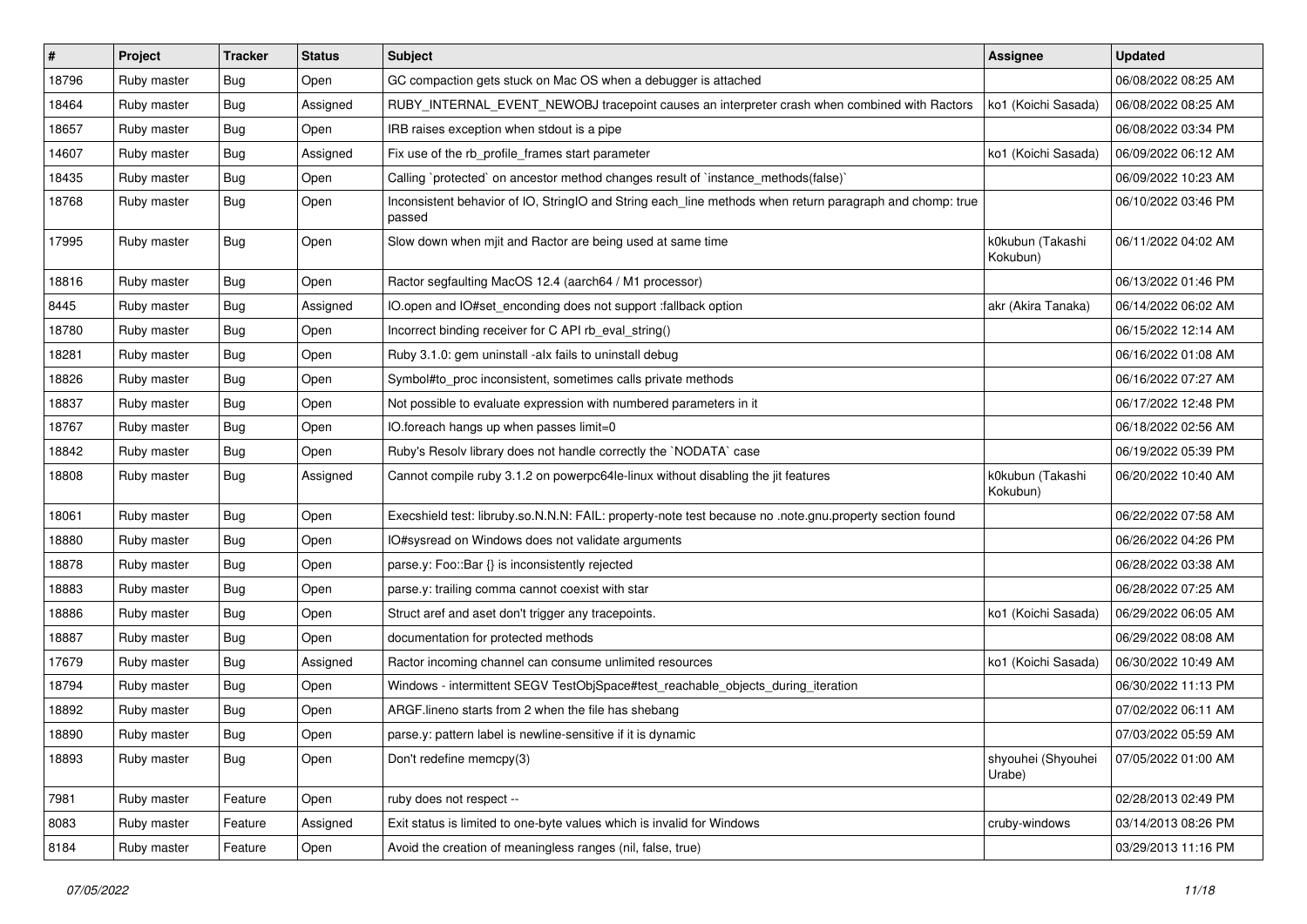| # | Project | Tracker | Status | Subject | Assignee | Updated |
|---|---|---|---|---|---|---|
| 18796 | Ruby master | Bug | Open | GC compaction gets stuck on Mac OS when a debugger is attached | | 06/08/2022 08:25 AM |
| 18464 | Ruby master | Bug | Assigned | RUBY_INTERNAL_EVENT_NEWOBJ tracepoint causes an interpreter crash when combined with Ractors | ko1 (Koichi Sasada) | 06/08/2022 08:25 AM |
| 18657 | Ruby master | Bug | Open | IRB raises exception when stdout is a pipe | | 06/08/2022 03:34 PM |
| 14607 | Ruby master | Bug | Assigned | Fix use of the rb_profile_frames start parameter | ko1 (Koichi Sasada) | 06/09/2022 06:12 AM |
| 18435 | Ruby master | Bug | Open | Calling `protected` on ancestor method changes result of `instance_methods(false)` | | 06/09/2022 10:23 AM |
| 18768 | Ruby master | Bug | Open | Inconsistent behavior of IO, StringIO and String each_line methods when return paragraph and chomp: true passed | | 06/10/2022 03:46 PM |
| 17995 | Ruby master | Bug | Open | Slow down when mjit and Ractor are being used at same time | k0kubun (Takashi Kokubun) | 06/11/2022 04:02 AM |
| 18816 | Ruby master | Bug | Open | Ractor segfaulting MacOS 12.4 (aarch64 / M1 processor) | | 06/13/2022 01:46 PM |
| 8445 | Ruby master | Bug | Assigned | IO.open and IO#set_enconding does not support :fallback option | akr (Akira Tanaka) | 06/14/2022 06:02 AM |
| 18780 | Ruby master | Bug | Open | Incorrect binding receiver for C API rb_eval_string() | | 06/15/2022 12:14 AM |
| 18281 | Ruby master | Bug | Open | Ruby 3.1.0: gem uninstall -alx fails to uninstall debug | | 06/16/2022 01:08 AM |
| 18826 | Ruby master | Bug | Open | Symbol#to_proc inconsistent, sometimes calls private methods | | 06/16/2022 07:27 AM |
| 18837 | Ruby master | Bug | Open | Not possible to evaluate expression with numbered parameters in it | | 06/17/2022 12:48 PM |
| 18767 | Ruby master | Bug | Open | IO.foreach hangs up when passes limit=0 | | 06/18/2022 02:56 AM |
| 18842 | Ruby master | Bug | Open | Ruby's Resolv library does not handle correctly the `NODATA` case | | 06/19/2022 05:39 PM |
| 18808 | Ruby master | Bug | Assigned | Cannot compile ruby 3.1.2 on powerpc64le-linux without disabling the jit features | k0kubun (Takashi Kokubun) | 06/20/2022 10:40 AM |
| 18061 | Ruby master | Bug | Open | Execshield test: libruby.so.N.N.N: FAIL: property-note test because no .note.gnu.property section found | | 06/22/2022 07:58 AM |
| 18880 | Ruby master | Bug | Open | IO#sysread on Windows does not validate arguments | | 06/26/2022 04:26 PM |
| 18878 | Ruby master | Bug | Open | parse.y: Foo::Bar {} is inconsistently rejected | | 06/28/2022 03:38 AM |
| 18883 | Ruby master | Bug | Open | parse.y: trailing comma cannot coexist with star | | 06/28/2022 07:25 AM |
| 18886 | Ruby master | Bug | Open | Struct aref and aset don't trigger any tracepoints. | ko1 (Koichi Sasada) | 06/29/2022 06:05 AM |
| 18887 | Ruby master | Bug | Open | documentation for protected methods | | 06/29/2022 08:08 AM |
| 17679 | Ruby master | Bug | Assigned | Ractor incoming channel can consume unlimited resources | ko1 (Koichi Sasada) | 06/30/2022 10:49 AM |
| 18794 | Ruby master | Bug | Open | Windows - intermittent SEGV TestObjSpace#test_reachable_objects_during_iteration | | 06/30/2022 11:13 PM |
| 18892 | Ruby master | Bug | Open | ARGF.lineno starts from 2 when the file has shebang | | 07/02/2022 06:11 AM |
| 18890 | Ruby master | Bug | Open | parse.y: pattern label is newline-sensitive if it is dynamic | | 07/03/2022 05:59 AM |
| 18893 | Ruby master | Bug | Open | Don't redefine memcpy(3) | shyouhei (Shyouhei Urabe) | 07/05/2022 01:00 AM |
| 7981 | Ruby master | Feature | Open | ruby does not respect -- | | 02/28/2013 02:49 PM |
| 8083 | Ruby master | Feature | Assigned | Exit status is limited to one-byte values which is invalid for Windows | cruby-windows | 03/14/2013 08:26 PM |
| 8184 | Ruby master | Feature | Open | Avoid the creation of meaningless ranges (nil, false, true) | | 03/29/2013 11:16 PM |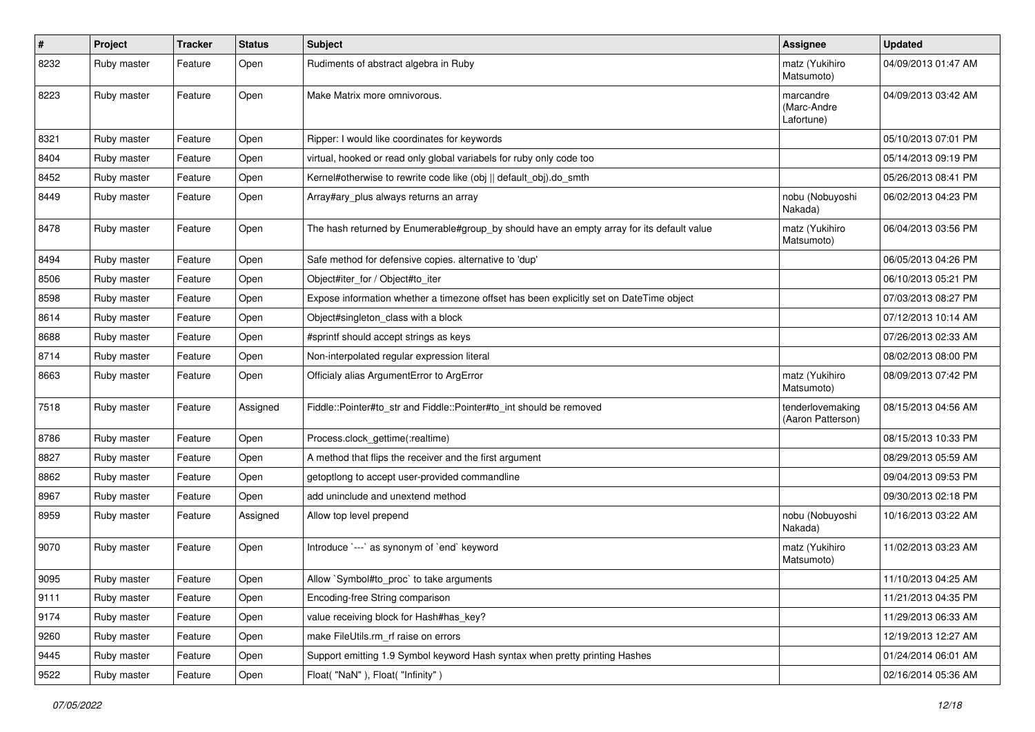| # | Project | Tracker | Status | Subject | Assignee | Updated |
|---|---|---|---|---|---|---|
| 8232 | Ruby master | Feature | Open | Rudiments of abstract algebra in Ruby | matz (Yukihiro Matsumoto) | 04/09/2013 01:47 AM |
| 8223 | Ruby master | Feature | Open | Make Matrix more omnivorous. | marcandre (Marc-Andre Lafortune) | 04/09/2013 03:42 AM |
| 8321 | Ruby master | Feature | Open | Ripper: I would like coordinates for keywords | | 05/10/2013 07:01 PM |
| 8404 | Ruby master | Feature | Open | virtual, hooked or read only global variabels for ruby only code too | | 05/14/2013 09:19 PM |
| 8452 | Ruby master | Feature | Open | Kernel#otherwise to rewrite code like (obj \|\| default_obj).do_smth | | 05/26/2013 08:41 PM |
| 8449 | Ruby master | Feature | Open | Array#ary_plus always returns an array | nobu (Nobuyoshi Nakada) | 06/02/2013 04:23 PM |
| 8478 | Ruby master | Feature | Open | The hash returned by Enumerable#group_by should have an empty array for its default value | matz (Yukihiro Matsumoto) | 06/04/2013 03:56 PM |
| 8494 | Ruby master | Feature | Open | Safe method for defensive copies. alternative to 'dup' | | 06/05/2013 04:26 PM |
| 8506 | Ruby master | Feature | Open | Object#iter_for / Object#to_iter | | 06/10/2013 05:21 PM |
| 8598 | Ruby master | Feature | Open | Expose information whether a timezone offset has been explicitly set on DateTime object | | 07/03/2013 08:27 PM |
| 8614 | Ruby master | Feature | Open | Object#singleton_class with a block | | 07/12/2013 10:14 AM |
| 8688 | Ruby master | Feature | Open | #sprintf should accept strings as keys | | 07/26/2013 02:33 AM |
| 8714 | Ruby master | Feature | Open | Non-interpolated regular expression literal | | 08/02/2013 08:00 PM |
| 8663 | Ruby master | Feature | Open | Officialy alias ArgumentError to ArgError | matz (Yukihiro Matsumoto) | 08/09/2013 07:42 PM |
| 7518 | Ruby master | Feature | Assigned | Fiddle::Pointer#to_str and Fiddle::Pointer#to_int should be removed | tenderlovemaking (Aaron Patterson) | 08/15/2013 04:56 AM |
| 8786 | Ruby master | Feature | Open | Process.clock_gettime(:realtime) | | 08/15/2013 10:33 PM |
| 8827 | Ruby master | Feature | Open | A method that flips the receiver and the first argument | | 08/29/2013 05:59 AM |
| 8862 | Ruby master | Feature | Open | getoptlong to accept user-provided commandline | | 09/04/2013 09:53 PM |
| 8967 | Ruby master | Feature | Open | add uninclude and unextend method | | 09/30/2013 02:18 PM |
| 8959 | Ruby master | Feature | Assigned | Allow top level prepend | nobu (Nobuyoshi Nakada) | 10/16/2013 03:22 AM |
| 9070 | Ruby master | Feature | Open | Introduce `---` as synonym of `end` keyword | matz (Yukihiro Matsumoto) | 11/02/2013 03:23 AM |
| 9095 | Ruby master | Feature | Open | Allow `Symbol#to_proc` to take arguments | | 11/10/2013 04:25 AM |
| 9111 | Ruby master | Feature | Open | Encoding-free String comparison | | 11/21/2013 04:35 PM |
| 9174 | Ruby master | Feature | Open | value receiving block for Hash#has_key? | | 11/29/2013 06:33 AM |
| 9260 | Ruby master | Feature | Open | make FileUtils.rm_rf raise on errors | | 12/19/2013 12:27 AM |
| 9445 | Ruby master | Feature | Open | Support emitting 1.9 Symbol keyword Hash syntax when pretty printing Hashes | | 01/24/2014 06:01 AM |
| 9522 | Ruby master | Feature | Open | Float( "NaN" ), Float( "Infinity" ) | | 02/16/2014 05:36 AM |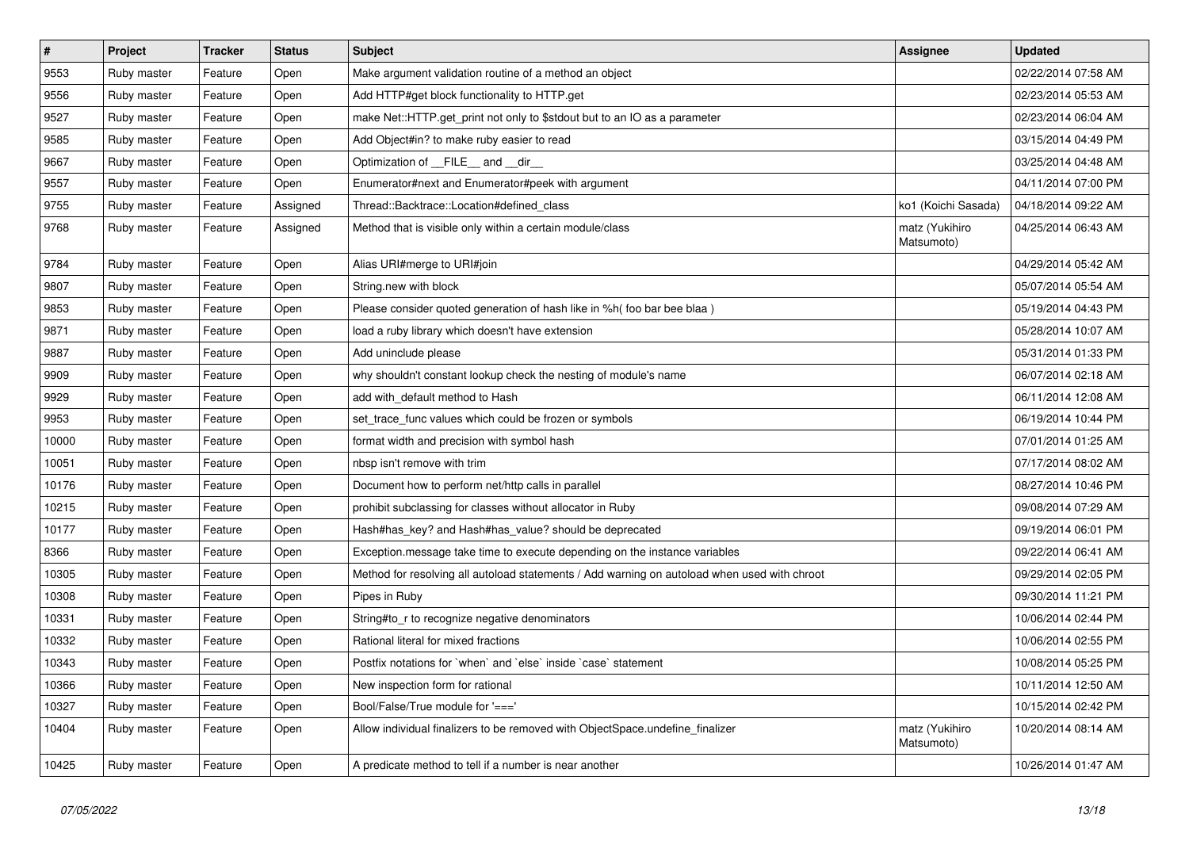| # | Project | Tracker | Status | Subject | Assignee | Updated |
|---|---|---|---|---|---|---|
| 9553 | Ruby master | Feature | Open | Make argument validation routine of a method an object | | 02/22/2014 07:58 AM |
| 9556 | Ruby master | Feature | Open | Add HTTP#get block functionality to HTTP.get | | 02/23/2014 05:53 AM |
| 9527 | Ruby master | Feature | Open | make Net::HTTP.get_print not only to $stdout but to an IO as a parameter | | 02/23/2014 06:04 AM |
| 9585 | Ruby master | Feature | Open | Add Object#in? to make ruby easier to read | | 03/15/2014 04:49 PM |
| 9667 | Ruby master | Feature | Open | Optimization of __FILE__ and __dir__ | | 03/25/2014 04:48 AM |
| 9557 | Ruby master | Feature | Open | Enumerator#next and Enumerator#peek with argument | | 04/11/2014 07:00 PM |
| 9755 | Ruby master | Feature | Assigned | Thread::Backtrace::Location#defined_class | ko1 (Koichi Sasada) | 04/18/2014 09:22 AM |
| 9768 | Ruby master | Feature | Assigned | Method that is visible only within a certain module/class | matz (Yukihiro Matsumoto) | 04/25/2014 06:43 AM |
| 9784 | Ruby master | Feature | Open | Alias URI#merge to URI#join | | 04/29/2014 05:42 AM |
| 9807 | Ruby master | Feature | Open | String.new with block | | 05/07/2014 05:54 AM |
| 9853 | Ruby master | Feature | Open | Please consider quoted generation of hash like in %h( foo bar bee blaa ) | | 05/19/2014 04:43 PM |
| 9871 | Ruby master | Feature | Open | load a ruby library which doesn't have extension | | 05/28/2014 10:07 AM |
| 9887 | Ruby master | Feature | Open | Add uninclude please | | 05/31/2014 01:33 PM |
| 9909 | Ruby master | Feature | Open | why shouldn't constant lookup check the nesting of module's name | | 06/07/2014 02:18 AM |
| 9929 | Ruby master | Feature | Open | add with_default method to Hash | | 06/11/2014 12:08 AM |
| 9953 | Ruby master | Feature | Open | set_trace_func values which could be frozen or symbols | | 06/19/2014 10:44 PM |
| 10000 | Ruby master | Feature | Open | format width and precision with symbol hash | | 07/01/2014 01:25 AM |
| 10051 | Ruby master | Feature | Open | nbsp isn't remove with trim | | 07/17/2014 08:02 AM |
| 10176 | Ruby master | Feature | Open | Document how to perform net/http calls in parallel | | 08/27/2014 10:46 PM |
| 10215 | Ruby master | Feature | Open | prohibit subclassing for classes without allocator in Ruby | | 09/08/2014 07:29 AM |
| 10177 | Ruby master | Feature | Open | Hash#has_key? and Hash#has_value? should be deprecated | | 09/19/2014 06:01 PM |
| 8366 | Ruby master | Feature | Open | Exception.message take time to execute depending on the instance variables | | 09/22/2014 06:41 AM |
| 10305 | Ruby master | Feature | Open | Method for resolving all autoload statements / Add warning on autoload when used with chroot | | 09/29/2014 02:05 PM |
| 10308 | Ruby master | Feature | Open | Pipes in Ruby | | 09/30/2014 11:21 PM |
| 10331 | Ruby master | Feature | Open | String#to_r to recognize negative denominators | | 10/06/2014 02:44 PM |
| 10332 | Ruby master | Feature | Open | Rational literal for mixed fractions | | 10/06/2014 02:55 PM |
| 10343 | Ruby master | Feature | Open | Postfix notations for `when` and `else` inside `case` statement | | 10/08/2014 05:25 PM |
| 10366 | Ruby master | Feature | Open | New inspection form for rational | | 10/11/2014 12:50 AM |
| 10327 | Ruby master | Feature | Open | Bool/False/True module for '===' | | 10/15/2014 02:42 PM |
| 10404 | Ruby master | Feature | Open | Allow individual finalizers to be removed with ObjectSpace.undefine_finalizer | matz (Yukihiro Matsumoto) | 10/20/2014 08:14 AM |
| 10425 | Ruby master | Feature | Open | A predicate method to tell if a number is near another | | 10/26/2014 01:47 AM |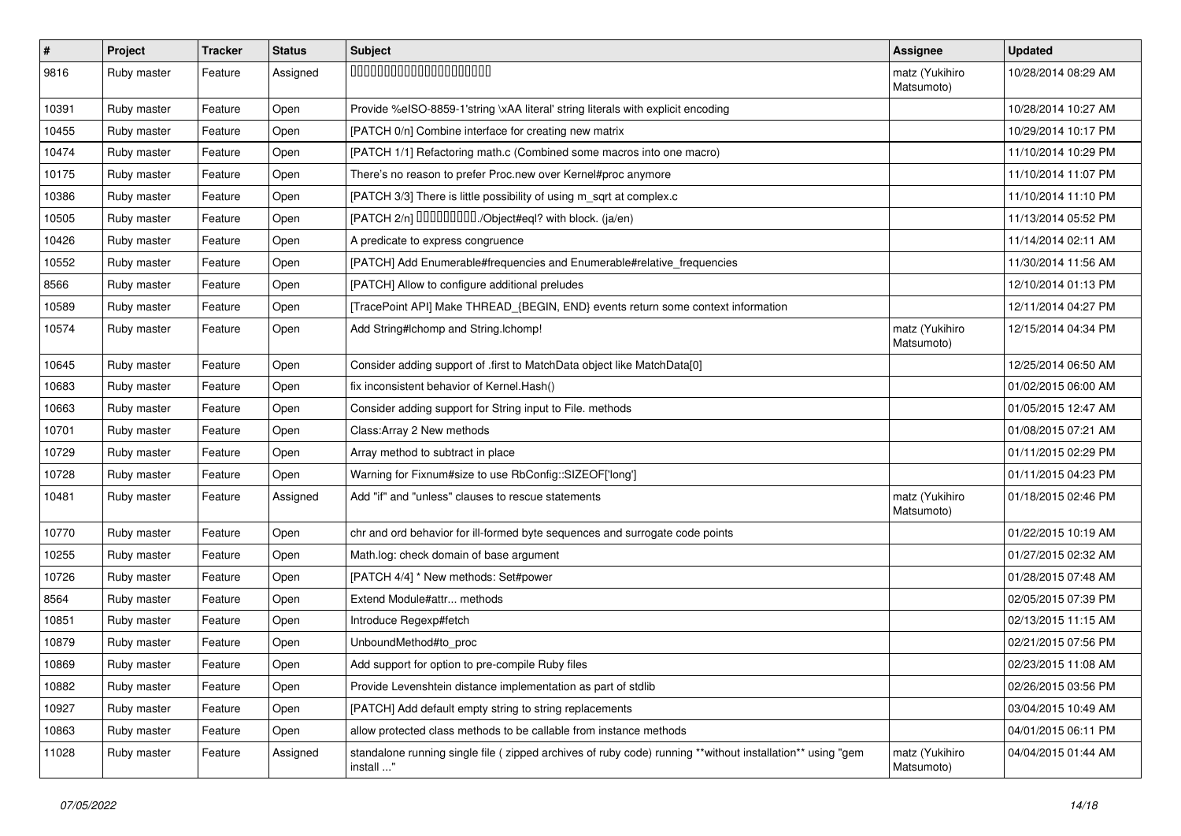| # | Project | Tracker | Status | Subject | Assignee | Updated |
|---|---|---|---|---|---|---|
| 9816 | Ruby master | Feature | Assigned | 00000000000000000000000 | matz (Yukihiro Matsumoto) | 10/28/2014 08:29 AM |
| 10391 | Ruby master | Feature | Open | Provide %eISO-8859-1'string \xAA literal' string literals with explicit encoding | | 10/28/2014 10:27 AM |
| 10455 | Ruby master | Feature | Open | [PATCH 0/n] Combine interface for creating new matrix | | 10/29/2014 10:17 PM |
| 10474 | Ruby master | Feature | Open | [PATCH 1/1] Refactoring math.c (Combined some macros into one macro) | | 11/10/2014 10:29 PM |
| 10175 | Ruby master | Feature | Open | There's no reason to prefer Proc.new over Kernel#proc anymore | | 11/10/2014 11:07 PM |
| 10386 | Ruby master | Feature | Open | [PATCH 3/3] There is little possibility of using m_sqrt at complex.c | | 11/10/2014 11:10 PM |
| 10505 | Ruby master | Feature | Open | [PATCH 2/n] 0000000000./Object#eql? with block. (ja/en) | | 11/13/2014 05:52 PM |
| 10426 | Ruby master | Feature | Open | A predicate to express congruence | | 11/14/2014 02:11 AM |
| 10552 | Ruby master | Feature | Open | [PATCH] Add Enumerable#frequencies and Enumerable#relative_frequencies | | 11/30/2014 11:56 AM |
| 8566 | Ruby master | Feature | Open | [PATCH] Allow to configure additional preludes | | 12/10/2014 01:13 PM |
| 10589 | Ruby master | Feature | Open | [TracePoint API] Make THREAD_{BEGIN, END} events return some context information | | 12/11/2014 04:27 PM |
| 10574 | Ruby master | Feature | Open | Add String#lchomp and String.lchomp! | matz (Yukihiro Matsumoto) | 12/15/2014 04:34 PM |
| 10645 | Ruby master | Feature | Open | Consider adding support of .first to MatchData object like MatchData[0] | | 12/25/2014 06:50 AM |
| 10683 | Ruby master | Feature | Open | fix inconsistent behavior of Kernel.Hash() | | 01/02/2015 06:00 AM |
| 10663 | Ruby master | Feature | Open | Consider adding support for String input to File. methods | | 01/05/2015 12:47 AM |
| 10701 | Ruby master | Feature | Open | Class:Array 2 New methods | | 01/08/2015 07:21 AM |
| 10729 | Ruby master | Feature | Open | Array method to subtract in place | | 01/11/2015 02:29 PM |
| 10728 | Ruby master | Feature | Open | Warning for Fixnum#size to use RbConfig::SIZEOF['long'] | | 01/11/2015 04:23 PM |
| 10481 | Ruby master | Feature | Assigned | Add "if" and "unless" clauses to rescue statements | matz (Yukihiro Matsumoto) | 01/18/2015 02:46 PM |
| 10770 | Ruby master | Feature | Open | chr and ord behavior for ill-formed byte sequences and surrogate code points | | 01/22/2015 10:19 AM |
| 10255 | Ruby master | Feature | Open | Math.log: check domain of base argument | | 01/27/2015 02:32 AM |
| 10726 | Ruby master | Feature | Open | [PATCH 4/4] * New methods: Set#power | | 01/28/2015 07:48 AM |
| 8564 | Ruby master | Feature | Open | Extend Module#attr... methods | | 02/05/2015 07:39 PM |
| 10851 | Ruby master | Feature | Open | Introduce Regexp#fetch | | 02/13/2015 11:15 AM |
| 10879 | Ruby master | Feature | Open | UnboundMethod#to_proc | | 02/21/2015 07:56 PM |
| 10869 | Ruby master | Feature | Open | Add support for option to pre-compile Ruby files | | 02/23/2015 11:08 AM |
| 10882 | Ruby master | Feature | Open | Provide Levenshtein distance implementation as part of stdlib | | 02/26/2015 03:56 PM |
| 10927 | Ruby master | Feature | Open | [PATCH] Add default empty string to string replacements | | 03/04/2015 10:49 AM |
| 10863 | Ruby master | Feature | Open | allow protected class methods to be callable from instance methods | | 04/01/2015 06:11 PM |
| 11028 | Ruby master | Feature | Assigned | standalone running single file ( zipped archives of ruby code) running **without installation** using "gem install ..." | matz (Yukihiro Matsumoto) | 04/04/2015 01:44 AM |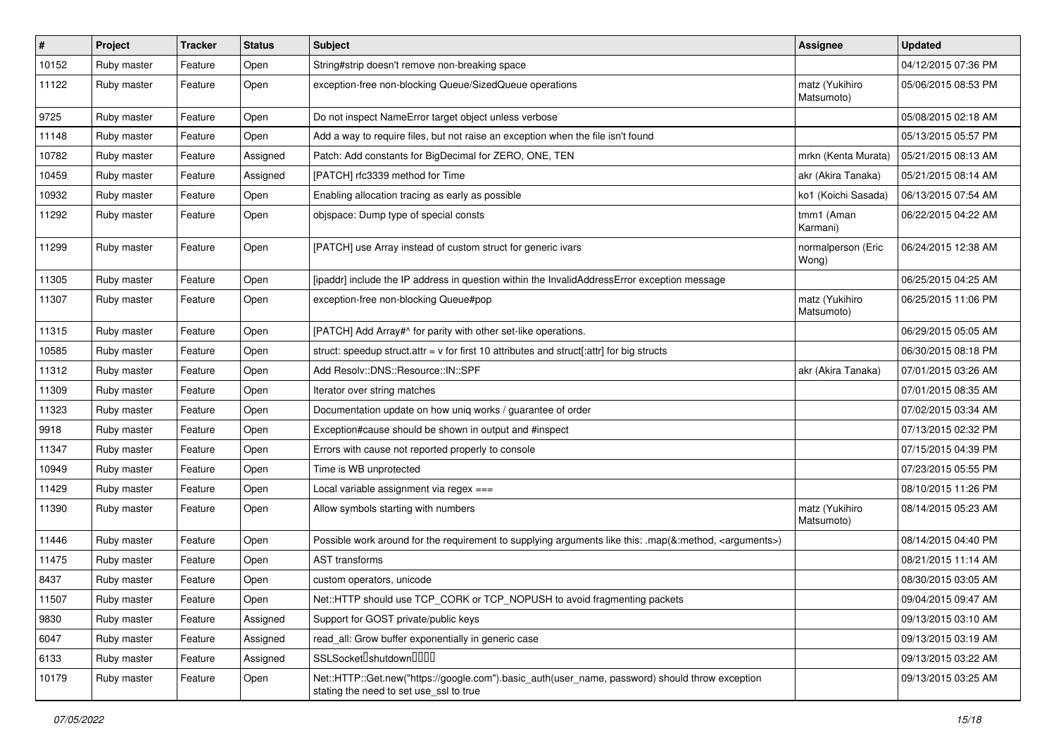| # | Project | Tracker | Status | Subject | Assignee | Updated |
|---|---|---|---|---|---|---|
| 10152 | Ruby master | Feature | Open | String#strip doesn't remove non-breaking space | | 04/12/2015 07:36 PM |
| 11122 | Ruby master | Feature | Open | exception-free non-blocking Queue/SizedQueue operations | matz (Yukihiro Matsumoto) | 05/06/2015 08:53 PM |
| 9725 | Ruby master | Feature | Open | Do not inspect NameError target object unless verbose | | 05/08/2015 02:18 AM |
| 11148 | Ruby master | Feature | Open | Add a way to require files, but not raise an exception when the file isn't found | | 05/13/2015 05:57 PM |
| 10782 | Ruby master | Feature | Assigned | Patch: Add constants for BigDecimal for ZERO, ONE, TEN | mrkn (Kenta Murata) | 05/21/2015 08:13 AM |
| 10459 | Ruby master | Feature | Assigned | [PATCH] rfc3339 method for Time | akr (Akira Tanaka) | 05/21/2015 08:14 AM |
| 10932 | Ruby master | Feature | Open | Enabling allocation tracing as early as possible | ko1 (Koichi Sasada) | 06/13/2015 07:54 AM |
| 11292 | Ruby master | Feature | Open | objspace: Dump type of special consts | tmm1 (Aman Karmani) | 06/22/2015 04:22 AM |
| 11299 | Ruby master | Feature | Open | [PATCH] use Array instead of custom struct for generic ivars | normalperson (Eric Wong) | 06/24/2015 12:38 AM |
| 11305 | Ruby master | Feature | Open | [ipaddr] include the IP address in question within the InvalidAddressError exception message | | 06/25/2015 04:25 AM |
| 11307 | Ruby master | Feature | Open | exception-free non-blocking Queue#pop | matz (Yukihiro Matsumoto) | 06/25/2015 11:06 PM |
| 11315 | Ruby master | Feature | Open | [PATCH] Add Array#^ for parity with other set-like operations. | | 06/29/2015 05:05 AM |
| 10585 | Ruby master | Feature | Open | struct: speedup struct.attr = v for first 10 attributes and struct[:attr] for big structs | | 06/30/2015 08:18 PM |
| 11312 | Ruby master | Feature | Open | Add Resolv::DNS::Resource::IN::SPF | akr (Akira Tanaka) | 07/01/2015 03:26 AM |
| 11309 | Ruby master | Feature | Open | Iterator over string matches | | 07/01/2015 08:35 AM |
| 11323 | Ruby master | Feature | Open | Documentation update on how uniq works / guarantee of order | | 07/02/2015 03:34 AM |
| 9918 | Ruby master | Feature | Open | Exception#cause should be shown in output and #inspect | | 07/13/2015 02:32 PM |
| 11347 | Ruby master | Feature | Open | Errors with cause not reported properly to console | | 07/15/2015 04:39 PM |
| 10949 | Ruby master | Feature | Open | Time is WB unprotected | | 07/23/2015 05:55 PM |
| 11429 | Ruby master | Feature | Open | Local variable assignment via regex === | | 08/10/2015 11:26 PM |
| 11390 | Ruby master | Feature | Open | Allow symbols starting with numbers | matz (Yukihiro Matsumoto) | 08/14/2015 05:23 AM |
| 11446 | Ruby master | Feature | Open | Possible work around for the requirement to supplying arguments like this: .map(&:method, <arguments>) | | 08/14/2015 04:40 PM |
| 11475 | Ruby master | Feature | Open | AST transforms | | 08/21/2015 11:14 AM |
| 8437 | Ruby master | Feature | Open | custom operators, unicode | | 08/30/2015 03:05 AM |
| 11507 | Ruby master | Feature | Open | Net::HTTP should use TCP_CORK or TCP_NOPUSH to avoid fragmenting packets | | 09/04/2015 09:47 AM |
| 9830 | Ruby master | Feature | Assigned | Support for GOST private/public keys | | 09/13/2015 03:10 AM |
| 6047 | Ruby master | Feature | Assigned | read_all: Grow buffer exponentially in generic case | | 09/13/2015 03:19 AM |
| 6133 | Ruby master | Feature | Assigned | SSLSocket�shutdown���� | | 09/13/2015 03:22 AM |
| 10179 | Ruby master | Feature | Open | Net::HTTP::Get.new("https://google.com").basic_auth(user_name, password) should throw exception stating the need to set use_ssl to true | | 09/13/2015 03:25 AM |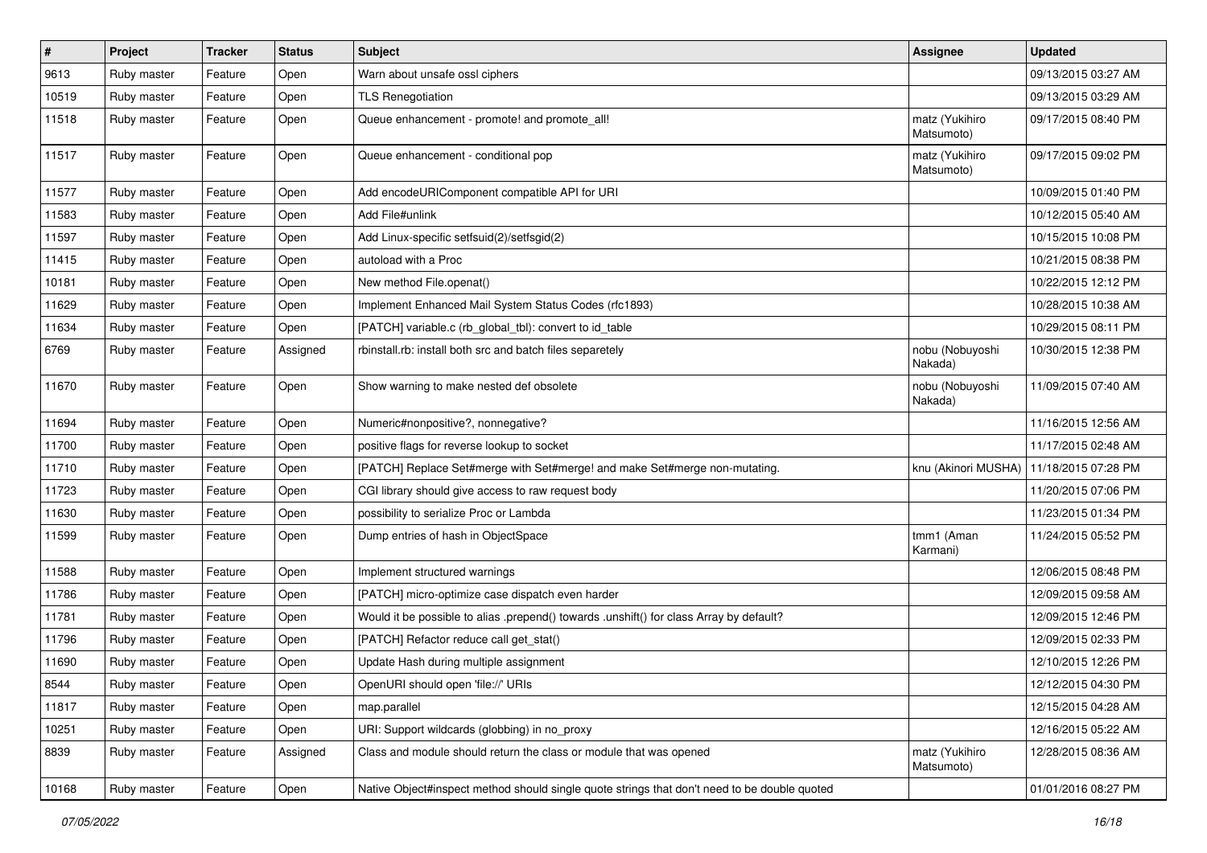| # | Project | Tracker | Status | Subject | Assignee | Updated |
| --- | --- | --- | --- | --- | --- | --- |
| 9613 | Ruby master | Feature | Open | Warn about unsafe ossl ciphers | | 09/13/2015 03:27 AM |
| 10519 | Ruby master | Feature | Open | TLS Renegotiation | | 09/13/2015 03:29 AM |
| 11518 | Ruby master | Feature | Open | Queue enhancement - promote! and promote_all! | matz (Yukihiro Matsumoto) | 09/17/2015 08:40 PM |
| 11517 | Ruby master | Feature | Open | Queue enhancement - conditional pop | matz (Yukihiro Matsumoto) | 09/17/2015 09:02 PM |
| 11577 | Ruby master | Feature | Open | Add encodeURIComponent compatible API for URI | | 10/09/2015 01:40 PM |
| 11583 | Ruby master | Feature | Open | Add File#unlink | | 10/12/2015 05:40 AM |
| 11597 | Ruby master | Feature | Open | Add Linux-specific setfsuid(2)/setfsgid(2) | | 10/15/2015 10:08 PM |
| 11415 | Ruby master | Feature | Open | autoload with a Proc | | 10/21/2015 08:38 PM |
| 10181 | Ruby master | Feature | Open | New method File.openat() | | 10/22/2015 12:12 PM |
| 11629 | Ruby master | Feature | Open | Implement Enhanced Mail System Status Codes (rfc1893) | | 10/28/2015 10:38 AM |
| 11634 | Ruby master | Feature | Open | [PATCH] variable.c (rb_global_tbl): convert to id_table | | 10/29/2015 08:11 PM |
| 6769 | Ruby master | Feature | Assigned | rbinstall.rb: install both src and batch files separetely | nobu (Nobuyoshi Nakada) | 10/30/2015 12:38 PM |
| 11670 | Ruby master | Feature | Open | Show warning to make nested def obsolete | nobu (Nobuyoshi Nakada) | 11/09/2015 07:40 AM |
| 11694 | Ruby master | Feature | Open | Numeric#nonpositive?, nonnegative? | | 11/16/2015 12:56 AM |
| 11700 | Ruby master | Feature | Open | positive flags for reverse lookup to socket | | 11/17/2015 02:48 AM |
| 11710 | Ruby master | Feature | Open | [PATCH] Replace Set#merge with Set#merge! and make Set#merge non-mutating. | knu (Akinori MUSHA) | 11/18/2015 07:28 PM |
| 11723 | Ruby master | Feature | Open | CGI library should give access to raw request body | | 11/20/2015 07:06 PM |
| 11630 | Ruby master | Feature | Open | possibility to serialize Proc or Lambda | | 11/23/2015 01:34 PM |
| 11599 | Ruby master | Feature | Open | Dump entries of hash in ObjectSpace | tmm1 (Aman Karmani) | 11/24/2015 05:52 PM |
| 11588 | Ruby master | Feature | Open | Implement structured warnings | | 12/06/2015 08:48 PM |
| 11786 | Ruby master | Feature | Open | [PATCH] micro-optimize case dispatch even harder | | 12/09/2015 09:58 AM |
| 11781 | Ruby master | Feature | Open | Would it be possible to alias .prepend() towards .unshift() for class Array by default? | | 12/09/2015 12:46 PM |
| 11796 | Ruby master | Feature | Open | [PATCH] Refactor reduce call get_stat() | | 12/09/2015 02:33 PM |
| 11690 | Ruby master | Feature | Open | Update Hash during multiple assignment | | 12/10/2015 12:26 PM |
| 8544 | Ruby master | Feature | Open | OpenURI should open 'file://' URIs | | 12/12/2015 04:30 PM |
| 11817 | Ruby master | Feature | Open | map.parallel | | 12/15/2015 04:28 AM |
| 10251 | Ruby master | Feature | Open | URI: Support wildcards (globbing) in no_proxy | | 12/16/2015 05:22 AM |
| 8839 | Ruby master | Feature | Assigned | Class and module should return the class or module that was opened | matz (Yukihiro Matsumoto) | 12/28/2015 08:36 AM |
| 10168 | Ruby master | Feature | Open | Native Object#inspect method should single quote strings that don't need to be double quoted | | 01/01/2016 08:27 PM |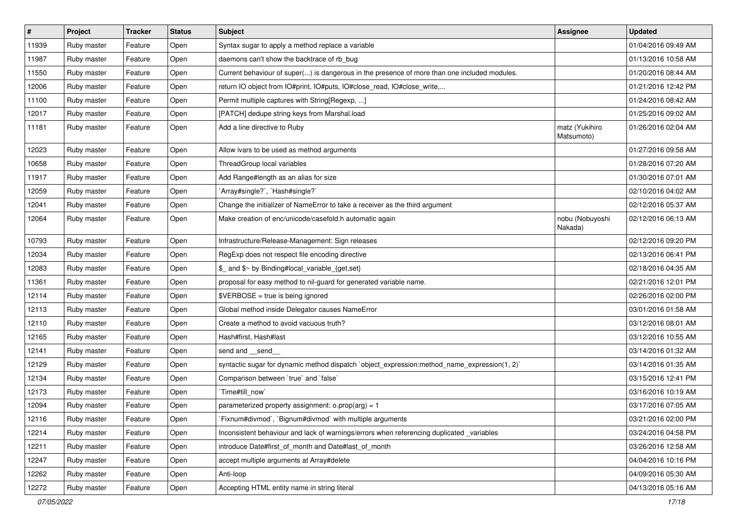| # | Project | Tracker | Status | Subject | Assignee | Updated |
|---|---|---|---|---|---|---|
| 11939 | Ruby master | Feature | Open | Syntax sugar to apply a method replace a variable | | 01/04/2016 09:49 AM |
| 11987 | Ruby master | Feature | Open | daemons can't show the backtrace of rb_bug | | 01/13/2016 10:58 AM |
| 11550 | Ruby master | Feature | Open | Current behaviour of super(...) is dangerous in the presence of more than one included modules. | | 01/20/2016 08:44 AM |
| 12006 | Ruby master | Feature | Open | return IO object from IO#print, IO#puts, IO#close_read, IO#close_write,... | | 01/21/2016 12:42 PM |
| 11100 | Ruby master | Feature | Open | Permit multiple captures with String[Regexp, ...] | | 01/24/2016 08:42 AM |
| 12017 | Ruby master | Feature | Open | [PATCH] dedupe string keys from Marshal.load | | 01/25/2016 09:02 AM |
| 11181 | Ruby master | Feature | Open | Add a line directive to Ruby | matz (Yukihiro Matsumoto) | 01/26/2016 02:04 AM |
| 12023 | Ruby master | Feature | Open | Allow ivars to be used as method arguments | | 01/27/2016 09:58 AM |
| 10658 | Ruby master | Feature | Open | ThreadGroup local variables | | 01/28/2016 07:20 AM |
| 11917 | Ruby master | Feature | Open | Add Range#length as an alias for size | | 01/30/2016 07:01 AM |
| 12059 | Ruby master | Feature | Open | `Array#single?`, `Hash#single?` | | 02/10/2016 04:02 AM |
| 12041 | Ruby master | Feature | Open | Change the initializer of NameError to take a receiver as the third argument | | 02/12/2016 05:37 AM |
| 12064 | Ruby master | Feature | Open | Make creation of enc/unicode/casefold.h automatic again | nobu (Nobuyoshi Nakada) | 02/12/2016 06:13 AM |
| 10793 | Ruby master | Feature | Open | Infrastructure/Release-Management: Sign releases | | 02/12/2016 09:20 PM |
| 12034 | Ruby master | Feature | Open | RegExp does not respect file encoding directive | | 02/13/2016 06:41 PM |
| 12083 | Ruby master | Feature | Open | $_ and $~ by Binding#local_variable_{get,set} | | 02/18/2016 04:35 AM |
| 11361 | Ruby master | Feature | Open | proposal for easy method to nil-guard for generated variable name. | | 02/21/2016 12:01 PM |
| 12114 | Ruby master | Feature | Open | $VERBOSE = true is being ignored | | 02/26/2016 02:00 PM |
| 12113 | Ruby master | Feature | Open | Global method inside Delegator causes NameError | | 03/01/2016 01:58 AM |
| 12110 | Ruby master | Feature | Open | Create a method to avoid vacuous truth? | | 03/12/2016 08:01 AM |
| 12165 | Ruby master | Feature | Open | Hash#first, Hash#last | | 03/12/2016 10:55 AM |
| 12141 | Ruby master | Feature | Open | send and __send__ | | 03/14/2016 01:32 AM |
| 12129 | Ruby master | Feature | Open | syntactic sugar for dynamic method dispatch `object_expression:method_name_expression(1, 2)` | | 03/14/2016 01:35 AM |
| 12134 | Ruby master | Feature | Open | Comparison between `true` and `false` | | 03/15/2016 12:41 PM |
| 12173 | Ruby master | Feature | Open | `Time#till_now` | | 03/16/2016 10:19 AM |
| 12094 | Ruby master | Feature | Open | parameterized property assignment: o.prop(arg) = 1 | | 03/17/2016 07:05 AM |
| 12116 | Ruby master | Feature | Open | `Fixnum#divmod`, `Bignum#divmod` with multiple arguments | | 03/21/2016 02:00 PM |
| 12214 | Ruby master | Feature | Open | Inconsistent behaviour and lack of warnings/errors when referencing duplicated _variables | | 03/24/2016 04:58 PM |
| 12211 | Ruby master | Feature | Open | introduce Date#first_of_month and Date#last_of_month | | 03/26/2016 12:58 AM |
| 12247 | Ruby master | Feature | Open | accept multiple arguments at Array#delete | | 04/04/2016 10:16 PM |
| 12262 | Ruby master | Feature | Open | Anti-loop | | 04/09/2016 05:30 AM |
| 12272 | Ruby master | Feature | Open | Accepting HTML entity name in string literal | | 04/13/2016 05:16 AM |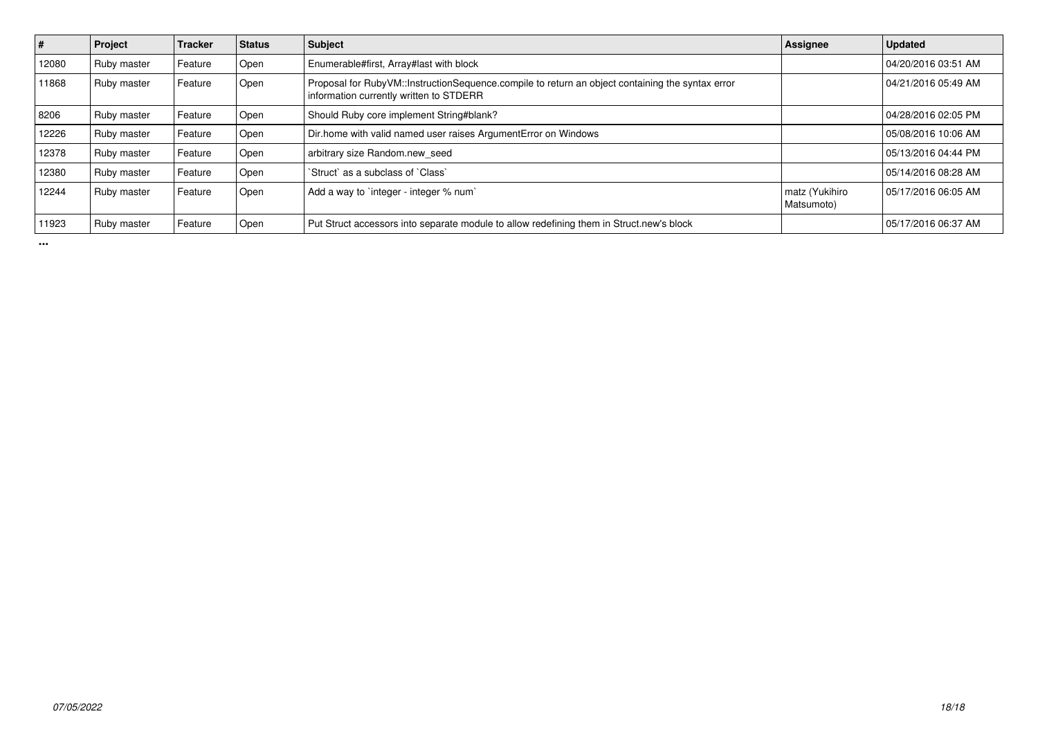| # | Project | Tracker | Status | Subject | Assignee | Updated |
|---|---|---|---|---|---|---|
| 12080 | Ruby master | Feature | Open | Enumerable#first, Array#last with block | | 04/20/2016 03:51 AM |
| 11868 | Ruby master | Feature | Open | Proposal for RubyVM::InstructionSequence.compile to return an object containing the syntax error information currently written to STDERR | | 04/21/2016 05:49 AM |
| 8206 | Ruby master | Feature | Open | Should Ruby core implement String#blank? | | 04/28/2016 02:05 PM |
| 12226 | Ruby master | Feature | Open | Dir.home with valid named user raises ArgumentError on Windows | | 05/08/2016 10:06 AM |
| 12378 | Ruby master | Feature | Open | arbitrary size Random.new_seed | | 05/13/2016 04:44 PM |
| 12380 | Ruby master | Feature | Open | `Struct` as a subclass of `Class` | | 05/14/2016 08:28 AM |
| 12244 | Ruby master | Feature | Open | Add a way to `integer - integer % num` | matz (Yukihiro Matsumoto) | 05/17/2016 06:05 AM |
| 11923 | Ruby master | Feature | Open | Put Struct accessors into separate module to allow redefining them in Struct.new's block | | 05/17/2016 06:37 AM |

...